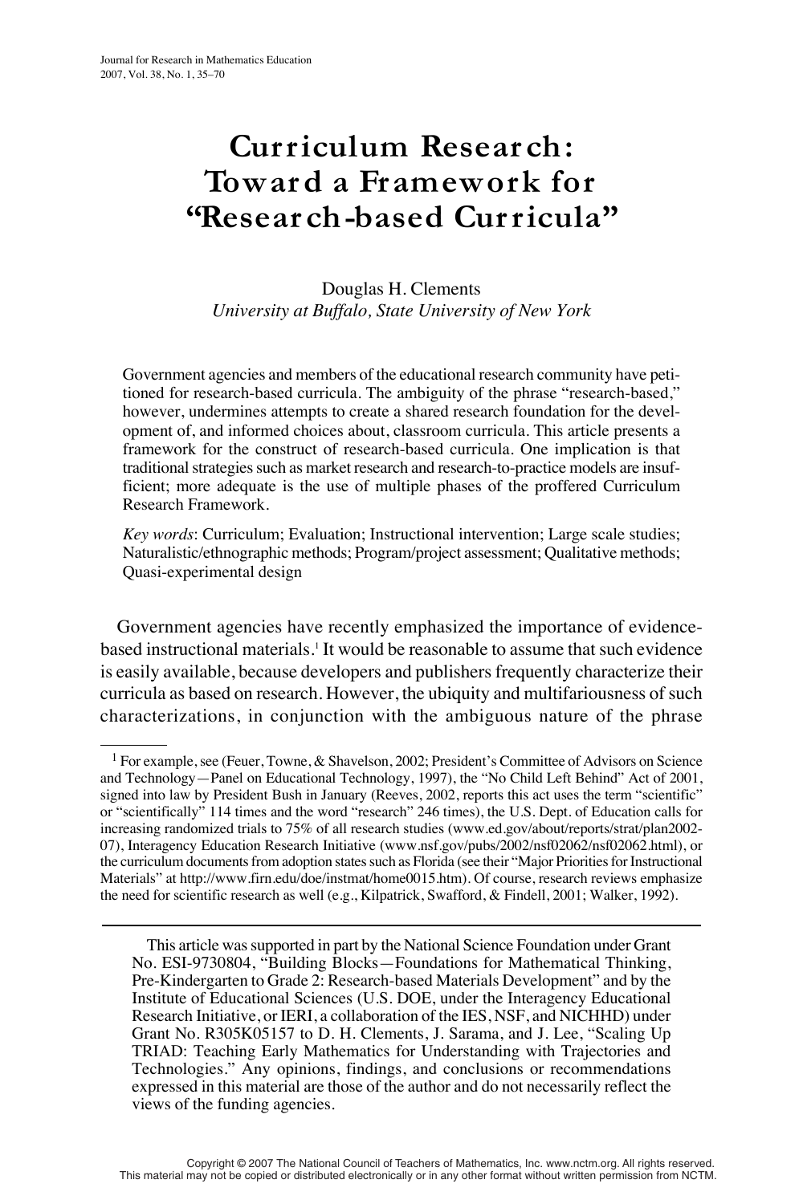# Curriculum Research: Toward a Framework for "Research-based Curricula"

Douglas H. Clements
*University at Buffalo, State University of New York*

Government agencies and members of the educational research community have petitioned for research-based curricula. The ambiguity of the phrase "research-based," however, undermines attempts to create a shared research foundation for the development of, and informed choices about, classroom curricula. This article presents a framework for the construct of research-based curricula. One implication is that traditional strategies such as market research and research-to-practice models are insufficient; more adequate is the use of multiple phases of the proffered Curriculum Research Framework.

*Key words*: Curriculum; Evaluation; Instructional intervention; Large scale studies; Naturalistic/ethnographic methods; Program/project assessment; Qualitative methods; Quasi-experimental design

Government agencies have recently emphasized the importance of evidence-based instructional materials.[1] It would be reasonable to assume that such evidence is easily available, because developers and publishers frequently characterize their curricula as based on research. However, the ubiquity and multifariousness of such characterizations, in conjunction with the ambiguous nature of the phrase

---

[1] For example, see (Feuer, Towne, & Shavelson, 2002; President's Committee of Advisors on Science and Technology—Panel on Educational Technology, 1997), the "No Child Left Behind" Act of 2001, signed into law by President Bush in January (Reeves, 2002, reports this act uses the term "scientific" or "scientifically" 114 times and the word "research" 246 times), the U.S. Dept. of Education calls for increasing randomized trials to 75% of all research studies (www.ed.gov/about/reports/strat/plan2002-07), Interagency Education Research Initiative (www.nsf.gov/pubs/2002/nsf02062/nsf02062.html), or the curriculum documents from adoption states such as Florida (see their "Major Priorities for Instructional Materials" at http://www.firn.edu/doe/instmat/home0015.htm). Of course, research reviews emphasize the need for scientific research as well (e.g., Kilpatrick, Swafford, & Findell, 2001; Walker, 1992).

---

This article was supported in part by the National Science Foundation under Grant No. ESI-9730804, "Building Blocks—Foundations for Mathematical Thinking, Pre-Kindergarten to Grade 2: Research-based Materials Development" and by the Institute of Educational Sciences (U.S. DOE, under the Interagency Educational Research Initiative, or IERI, a collaboration of the IES, NSF, and NICHHD) under Grant No. R305K05157 to D. H. Clements, J. Sarama, and J. Lee, "Scaling Up TRIAD: Teaching Early Mathematics for Understanding with Trajectories and Technologies." Any opinions, findings, and conclusions or recommendations expressed in this material are those of the author and do not necessarily reflect the views of the funding agencies.

Copyright © 2007 The National Council of Teachers of Mathematics, Inc. www.nctm.org. All rights reserved.
This material may not be copied or distributed electronically or in any other format without written permission from NCTM.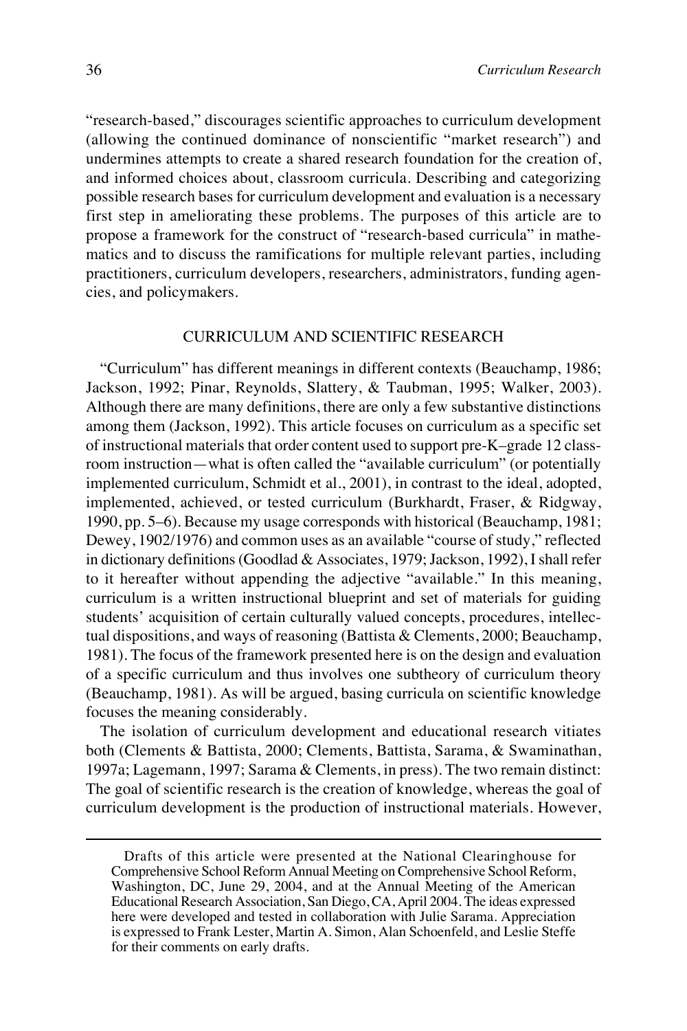"research-based," discourages scientific approaches to curriculum development (allowing the continued dominance of nonscientific "market research") and undermines attempts to create a shared research foundation for the creation of, and informed choices about, classroom curricula. Describing and categorizing possible research bases for curriculum development and evaluation is a necessary first step in ameliorating these problems. The purposes of this article are to propose a framework for the construct of "research-based curricula" in mathematics and to discuss the ramifications for multiple relevant parties, including practitioners, curriculum developers, researchers, administrators, funding agencies, and policymakers.

## CURRICULUM AND SCIENTIFIC RESEARCH

"Curriculum" has different meanings in different contexts (Beauchamp, 1986; Jackson, 1992; Pinar, Reynolds, Slattery, & Taubman, 1995; Walker, 2003). Although there are many definitions, there are only a few substantive distinctions among them (Jackson, 1992). This article focuses on curriculum as a specific set of instructional materials that order content used to support pre-K–grade 12 classroom instruction—what is often called the "available curriculum" (or potentially implemented curriculum, Schmidt et al., 2001), in contrast to the ideal, adopted, implemented, achieved, or tested curriculum (Burkhardt, Fraser, & Ridgway, 1990, pp. 5–6). Because my usage corresponds with historical (Beauchamp, 1981; Dewey, 1902/1976) and common uses as an available "course of study," reflected in dictionary definitions (Goodlad & Associates, 1979; Jackson, 1992), I shall refer to it hereafter without appending the adjective "available." In this meaning, curriculum is a written instructional blueprint and set of materials for guiding students' acquisition of certain culturally valued concepts, procedures, intellectual dispositions, and ways of reasoning (Battista & Clements, 2000; Beauchamp, 1981). The focus of the framework presented here is on the design and evaluation of a specific curriculum and thus involves one subtheory of curriculum theory (Beauchamp, 1981). As will be argued, basing curricula on scientific knowledge focuses the meaning considerably.

The isolation of curriculum development and educational research vitiates both (Clements & Battista, 2000; Clements, Battista, Sarama, & Swaminathan, 1997a; Lagemann, 1997; Sarama & Clements, in press). The two remain distinct: The goal of scientific research is the creation of knowledge, whereas the goal of curriculum development is the production of instructional materials. However,

---

Drafts of this article were presented at the National Clearinghouse for Comprehensive School Reform Annual Meeting on Comprehensive School Reform, Washington, DC, June 29, 2004, and at the Annual Meeting of the American Educational Research Association, San Diego, CA, April 2004. The ideas expressed here were developed and tested in collaboration with Julie Sarama. Appreciation is expressed to Frank Lester, Martin A. Simon, Alan Schoenfeld, and Leslie Steffe for their comments on early drafts.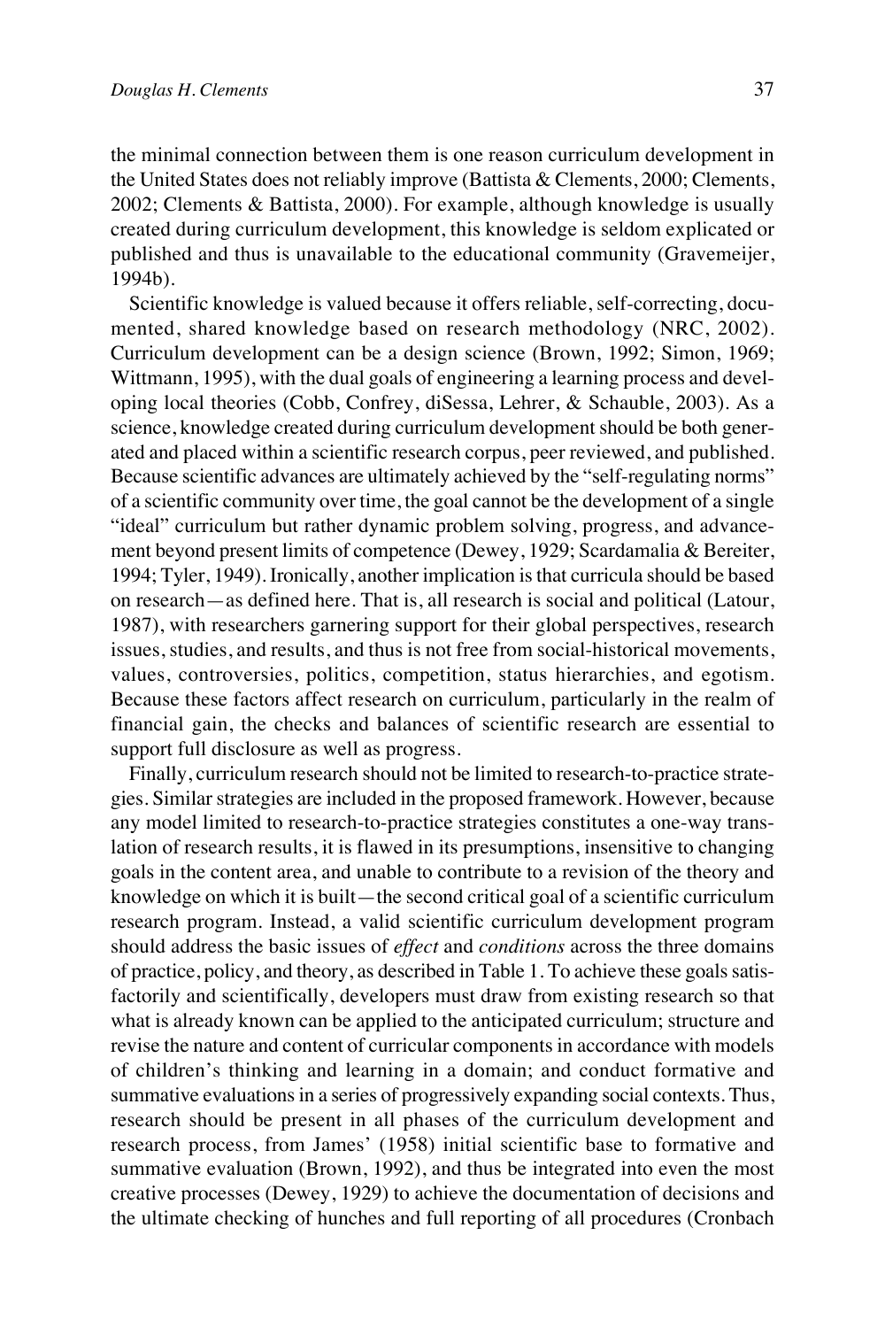the minimal connection between them is one reason curriculum development in the United States does not reliably improve (Battista & Clements, 2000; Clements, 2002; Clements & Battista, 2000). For example, although knowledge is usually created during curriculum development, this knowledge is seldom explicated or published and thus is unavailable to the educational community (Gravemeijer, 1994b).

Scientific knowledge is valued because it offers reliable, self-correcting, documented, shared knowledge based on research methodology (NRC, 2002). Curriculum development can be a design science (Brown, 1992; Simon, 1969; Wittmann, 1995), with the dual goals of engineering a learning process and developing local theories (Cobb, Confrey, diSessa, Lehrer, & Schauble, 2003). As a science, knowledge created during curriculum development should be both generated and placed within a scientific research corpus, peer reviewed, and published. Because scientific advances are ultimately achieved by the "self-regulating norms" of a scientific community over time, the goal cannot be the development of a single "ideal" curriculum but rather dynamic problem solving, progress, and advancement beyond present limits of competence (Dewey, 1929; Scardamalia & Bereiter, 1994; Tyler, 1949). Ironically, another implication is that curricula should be based on research—as defined here. That is, all research is social and political (Latour, 1987), with researchers garnering support for their global perspectives, research issues, studies, and results, and thus is not free from social-historical movements, values, controversies, politics, competition, status hierarchies, and egotism. Because these factors affect research on curriculum, particularly in the realm of financial gain, the checks and balances of scientific research are essential to support full disclosure as well as progress.

Finally, curriculum research should not be limited to research-to-practice strategies. Similar strategies are included in the proposed framework. However, because any model limited to research-to-practice strategies constitutes a one-way translation of research results, it is flawed in its presumptions, insensitive to changing goals in the content area, and unable to contribute to a revision of the theory and knowledge on which it is built—the second critical goal of a scientific curriculum research program. Instead, a valid scientific curriculum development program should address the basic issues of *effect* and *conditions* across the three domains of practice, policy, and theory, as described in Table 1. To achieve these goals satisfactorily and scientifically, developers must draw from existing research so that what is already known can be applied to the anticipated curriculum; structure and revise the nature and content of curricular components in accordance with models of children's thinking and learning in a domain; and conduct formative and summative evaluations in a series of progressively expanding social contexts. Thus, research should be present in all phases of the curriculum development and research process, from James' (1958) initial scientific base to formative and summative evaluation (Brown, 1992), and thus be integrated into even the most creative processes (Dewey, 1929) to achieve the documentation of decisions and the ultimate checking of hunches and full reporting of all procedures (Cronbach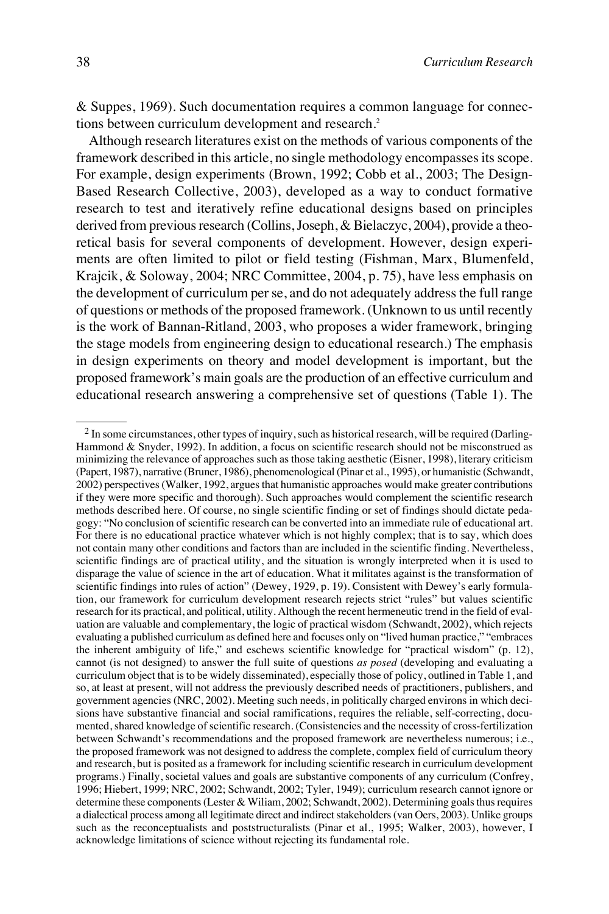& Suppes, 1969). Such documentation requires a common language for connections between curriculum development and research.[2]

Although research literatures exist on the methods of various components of the framework described in this article, no single methodology encompasses its scope. For example, design experiments (Brown, 1992; Cobb et al., 2003; The Design-Based Research Collective, 2003), developed as a way to conduct formative research to test and iteratively refine educational designs based on principles derived from previous research (Collins, Joseph, & Bielaczyc, 2004), provide a theoretical basis for several components of development. However, design experiments are often limited to pilot or field testing (Fishman, Marx, Blumenfeld, Krajcik, & Soloway, 2004; NRC Committee, 2004, p. 75), have less emphasis on the development of curriculum per se, and do not adequately address the full range of questions or methods of the proposed framework. (Unknown to us until recently is the work of Bannan-Ritland, 2003, who proposes a wider framework, bringing the stage models from engineering design to educational research.) The emphasis in design experiments on theory and model development is important, but the proposed framework's main goals are the production of an effective curriculum and educational research answering a comprehensive set of questions (Table 1). The

---

[2] In some circumstances, other types of inquiry, such as historical research, will be required (Darling-Hammond & Snyder, 1992). In addition, a focus on scientific research should not be misconstrued as minimizing the relevance of approaches such as those taking aesthetic (Eisner, 1998), literary criticism (Papert, 1987), narrative (Bruner, 1986), phenomenological (Pinar et al., 1995), or humanistic (Schwandt, 2002) perspectives (Walker, 1992, argues that humanistic approaches would make greater contributions if they were more specific and thorough). Such approaches would complement the scientific research methods described here. Of course, no single scientific finding or set of findings should dictate pedagogy: "No conclusion of scientific research can be converted into an immediate rule of educational art. For there is no educational practice whatever which is not highly complex; that is to say, which does not contain many other conditions and factors than are included in the scientific finding. Nevertheless, scientific findings are of practical utility, and the situation is wrongly interpreted when it is used to disparage the value of science in the art of education. What it militates against is the transformation of scientific findings into rules of action" (Dewey, 1929, p. 19). Consistent with Dewey's early formulation, our framework for curriculum development research rejects strict "rules" but values scientific research for its practical, and political, utility. Although the recent hermeneutic trend in the field of evaluation are valuable and complementary, the logic of practical wisdom (Schwandt, 2002), which rejects evaluating a published curriculum as defined here and focuses only on "lived human practice," "embraces the inherent ambiguity of life," and eschews scientific knowledge for "practical wisdom" (p. 12), cannot (is not designed) to answer the full suite of questions *as posed* (developing and evaluating a curriculum object that is to be widely disseminated), especially those of policy, outlined in Table 1, and so, at least at present, will not address the previously described needs of practitioners, publishers, and government agencies (NRC, 2002). Meeting such needs, in politically charged environs in which decisions have substantive financial and social ramifications, requires the reliable, self-correcting, documented, shared knowledge of scientific research. (Consistencies and the necessity of cross-fertilization between Schwandt's recommendations and the proposed framework are nevertheless numerous; i.e., the proposed framework was not designed to address the complete, complex field of curriculum theory and research, but is posited as a framework for including scientific research in curriculum development programs.) Finally, societal values and goals are substantive components of any curriculum (Confrey, 1996; Hiebert, 1999; NRC, 2002; Schwandt, 2002; Tyler, 1949); curriculum research cannot ignore or determine these components (Lester & Wiliam, 2002; Schwandt, 2002). Determining goals thus requires a dialectical process among all legitimate direct and indirect stakeholders (van Oers, 2003). Unlike groups such as the reconceptualists and poststructuralists (Pinar et al., 1995; Walker, 2003), however, I acknowledge limitations of science without rejecting its fundamental role.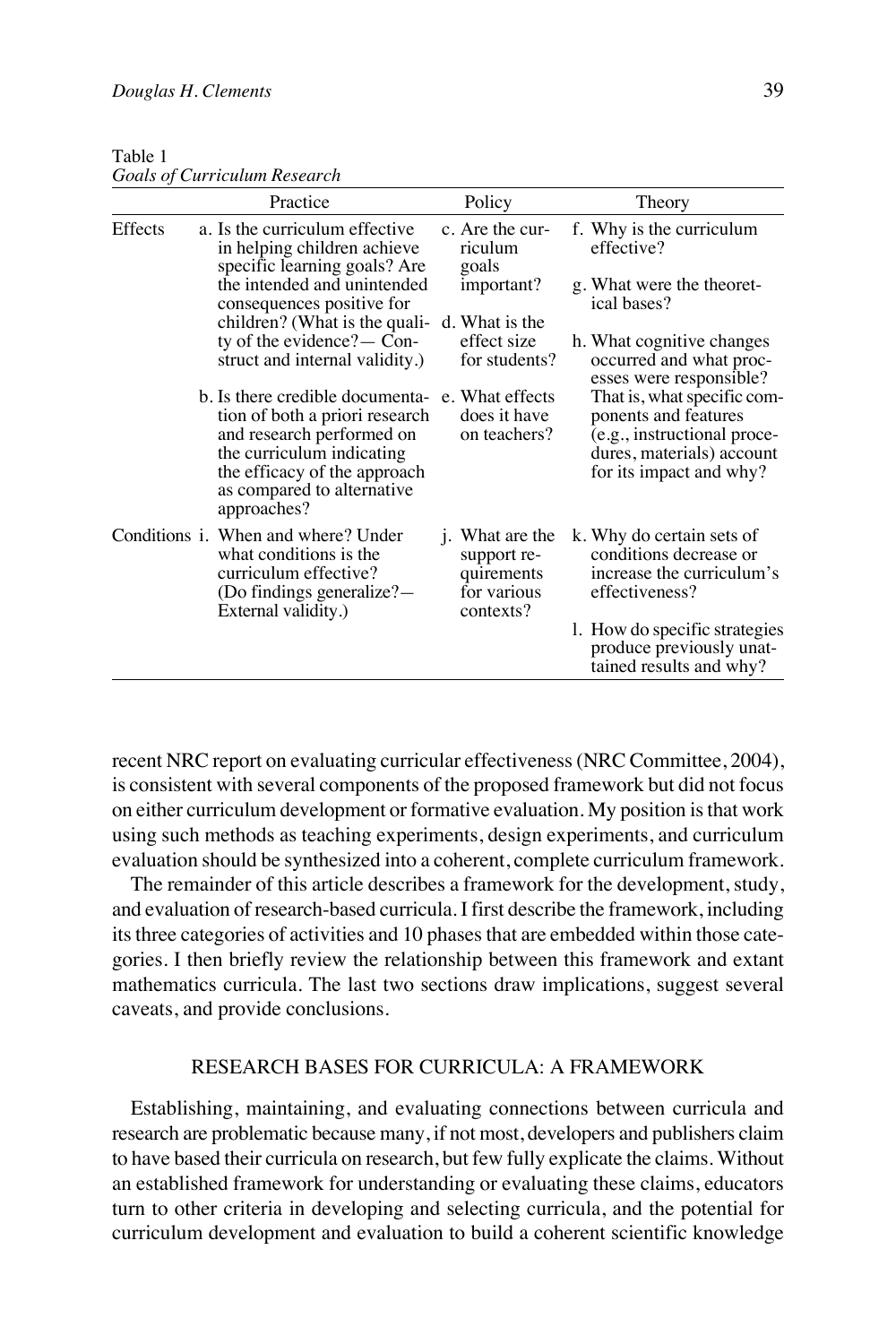Table 1
*Goals of Curriculum Research*

| | Practice | Policy | Theory |
|---|---|---|---|
| Effects | a. Is the curriculum effective in helping children achieve specific learning goals? Are the intended and unintended consequences positive for children? (What is the quality of the evidence?— Construct and internal validity.)<br><br>b. Is there credible documentation of both a priori research and research performed on the curriculum indicating the efficacy of the approach as compared to alternative approaches? | c. Are the curriculum goals important?<br><br>d. What is the effect size for students?<br><br>e. What effects does it have on teachers? | f. Why is the curriculum effective?<br><br>g. What were the theoretical bases?<br><br>h. What cognitive changes occurred and what processes were responsible? That is, what specific components and features (e.g., instructional procedures, materials) account for its impact and why? |
| Conditions | i. When and where? Under what conditions is the curriculum effective? (Do findings generalize?— External validity.) | j. What are the support requirements for various contexts? | k. Why do certain sets of conditions decrease or increase the curriculum's effectiveness?<br><br>l. How do specific strategies produce previously unattained results and why? |

recent NRC report on evaluating curricular effectiveness (NRC Committee, 2004), is consistent with several components of the proposed framework but did not focus on either curriculum development or formative evaluation. My position is that work using such methods as teaching experiments, design experiments, and curriculum evaluation should be synthesized into a coherent, complete curriculum framework.

The remainder of this article describes a framework for the development, study, and evaluation of research-based curricula. I first describe the framework, including its three categories of activities and 10 phases that are embedded within those categories. I then briefly review the relationship between this framework and extant mathematics curricula. The last two sections draw implications, suggest several caveats, and provide conclusions.

## RESEARCH BASES FOR CURRICULA: A FRAMEWORK

Establishing, maintaining, and evaluating connections between curricula and research are problematic because many, if not most, developers and publishers claim to have based their curricula on research, but few fully explicate the claims. Without an established framework for understanding or evaluating these claims, educators turn to other criteria in developing and selecting curricula, and the potential for curriculum development and evaluation to build a coherent scientific knowledge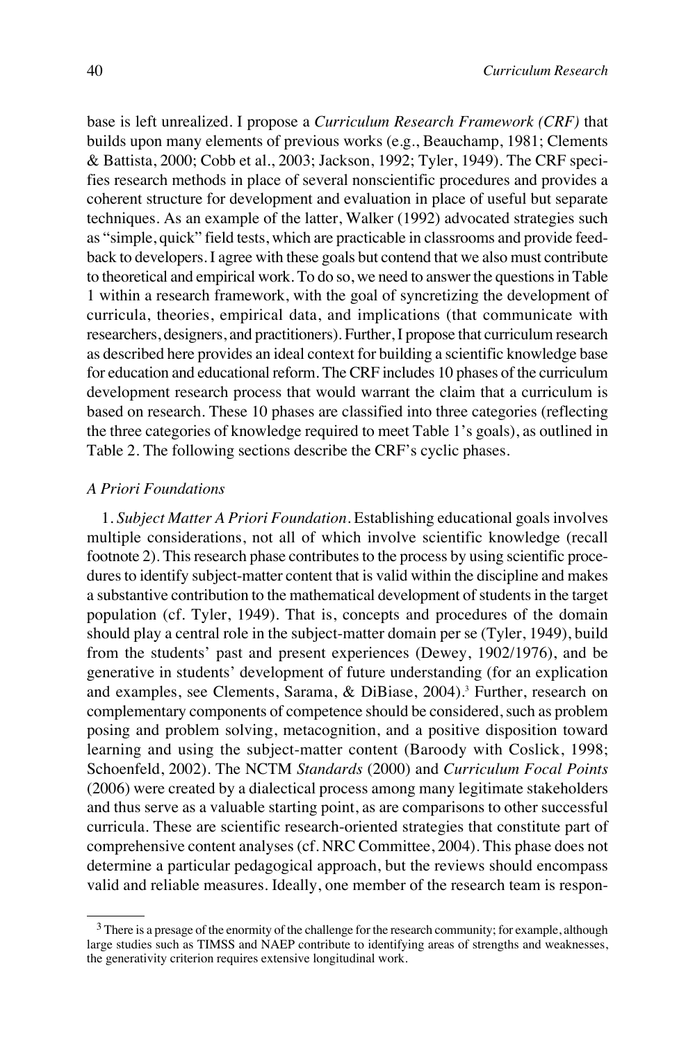base is left unrealized. I propose a *Curriculum Research Framework (CRF)* that builds upon many elements of previous works (e.g., Beauchamp, 1981; Clements & Battista, 2000; Cobb et al., 2003; Jackson, 1992; Tyler, 1949). The CRF specifies research methods in place of several nonscientific procedures and provides a coherent structure for development and evaluation in place of useful but separate techniques. As an example of the latter, Walker (1992) advocated strategies such as "simple, quick" field tests, which are practicable in classrooms and provide feedback to developers. I agree with these goals but contend that we also must contribute to theoretical and empirical work. To do so, we need to answer the questions in Table 1 within a research framework, with the goal of syncretizing the development of curricula, theories, empirical data, and implications (that communicate with researchers, designers, and practitioners). Further, I propose that curriculum research as described here provides an ideal context for building a scientific knowledge base for education and educational reform. The CRF includes 10 phases of the curriculum development research process that would warrant the claim that a curriculum is based on research. These 10 phases are classified into three categories (reflecting the three categories of knowledge required to meet Table 1's goals), as outlined in Table 2. The following sections describe the CRF's cyclic phases.

### *A Priori Foundations*

1. *Subject Matter A Priori Foundation*. Establishing educational goals involves multiple considerations, not all of which involve scientific knowledge (recall footnote 2). This research phase contributes to the process by using scientific procedures to identify subject-matter content that is valid within the discipline and makes a substantive contribution to the mathematical development of students in the target population (cf. Tyler, 1949). That is, concepts and procedures of the domain should play a central role in the subject-matter domain per se (Tyler, 1949), build from the students' past and present experiences (Dewey, 1902/1976), and be generative in students' development of future understanding (for an explication and examples, see Clements, Sarama, & DiBiase, 2004).[3] Further, research on complementary components of competence should be considered, such as problem posing and problem solving, metacognition, and a positive disposition toward learning and using the subject-matter content (Baroody with Coslick, 1998; Schoenfeld, 2002). The NCTM *Standards* (2000) and *Curriculum Focal Points* (2006) were created by a dialectical process among many legitimate stakeholders and thus serve as a valuable starting point, as are comparisons to other successful curricula. These are scientific research-oriented strategies that constitute part of comprehensive content analyses (cf. NRC Committee, 2004). This phase does not determine a particular pedagogical approach, but the reviews should encompass valid and reliable measures. Ideally, one member of the research team is respon-

---

[3] There is a presage of the enormity of the challenge for the research community; for example, although large studies such as TIMSS and NAEP contribute to identifying areas of strengths and weaknesses, the generativity criterion requires extensive longitudinal work.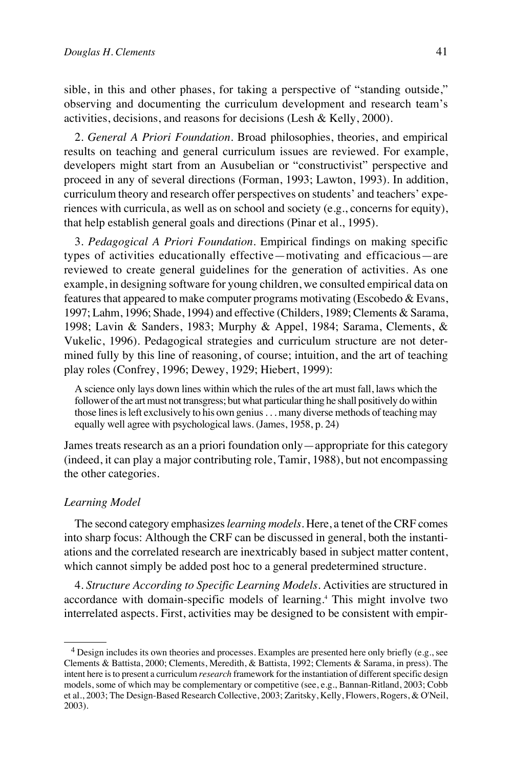sible, in this and other phases, for taking a perspective of "standing outside," observing and documenting the curriculum development and research team's activities, decisions, and reasons for decisions (Lesh & Kelly, 2000).

2. *General A Priori Foundation*. Broad philosophies, theories, and empirical results on teaching and general curriculum issues are reviewed. For example, developers might start from an Ausubelian or "constructivist" perspective and proceed in any of several directions (Forman, 1993; Lawton, 1993). In addition, curriculum theory and research offer perspectives on students' and teachers' experiences with curricula, as well as on school and society (e.g., concerns for equity), that help establish general goals and directions (Pinar et al., 1995).

3. *Pedagogical A Priori Foundation*. Empirical findings on making specific types of activities educationally effective—motivating and efficacious—are reviewed to create general guidelines for the generation of activities. As one example, in designing software for young children, we consulted empirical data on features that appeared to make computer programs motivating (Escobedo & Evans, 1997; Lahm, 1996; Shade, 1994) and effective (Childers, 1989; Clements & Sarama, 1998; Lavin & Sanders, 1983; Murphy & Appel, 1984; Sarama, Clements, & Vukelic, 1996). Pedagogical strategies and curriculum structure are not determined fully by this line of reasoning, of course; intuition, and the art of teaching play roles (Confrey, 1996; Dewey, 1929; Hiebert, 1999):

> A science only lays down lines within which the rules of the art must fall, laws which the follower of the art must not transgress; but what particular thing he shall positively do within those lines is left exclusively to his own genius . . . many diverse methods of teaching may equally well agree with psychological laws. (James, 1958, p. 24)

James treats research as an a priori foundation only—appropriate for this category (indeed, it can play a major contributing role, Tamir, 1988), but not encompassing the other categories.

### *Learning Model*

The second category emphasizes *learning models*. Here, a tenet of the CRF comes into sharp focus: Although the CRF can be discussed in general, both the instantiations and the correlated research are inextricably based in subject matter content, which cannot simply be added post hoc to a general predetermined structure.

4. *Structure According to Specific Learning Models*. Activities are structured in accordance with domain-specific models of learning.[4] This might involve two interrelated aspects. First, activities may be designed to be consistent with empir-

---

[4] Design includes its own theories and processes. Examples are presented here only briefly (e.g., see Clements & Battista, 2000; Clements, Meredith, & Battista, 1992; Clements & Sarama, in press). The intent here is to present a curriculum *research* framework for the instantiation of different specific design models, some of which may be complementary or competitive (see, e.g., Bannan-Ritland, 2003; Cobb et al., 2003; The Design-Based Research Collective, 2003; Zaritsky, Kelly, Flowers, Rogers, & O'Neil, 2003).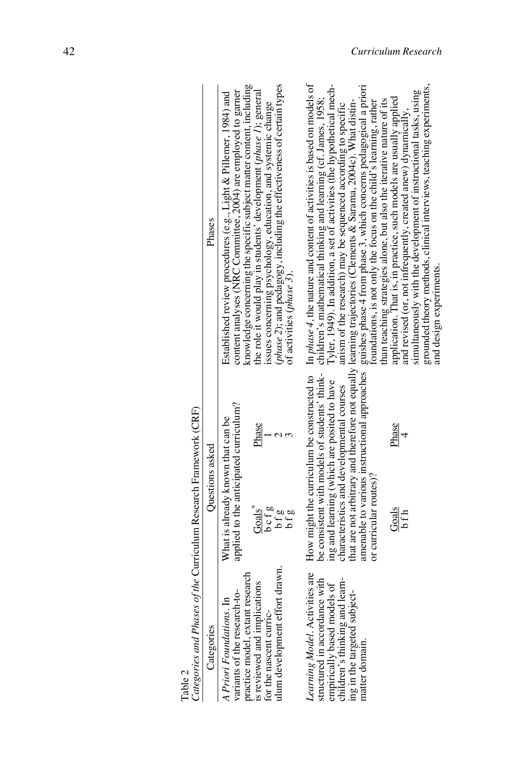Table 2
*Categories and Phases of the* Curriculum Research Framework (CRF)

| Categories | Questions asked | Phases |
|---|---|---|
| *A Priori Foundations*. In variants of the research-to-practice model, extant research is reviewed and implications for the nascent curriculum development effort drawn. | What is already known that can be applied to the anticipated curriculum?<br><br>Goals* — Phase<br>b c f g — 1<br>b f g — 2<br>b f g — 3 | Established review procedures (e.g., Light & Pillemer, 1984) and content analyses (NRC Committee, 2004) are employed to garner knowledge concerning the specific subject matter content, including the role it would play in students' development (*phase 1*); general issues concerning psychology, education, and systemic change (*phase 2*); and pedagogy, including the effectiveness of certain types of activities (*phase 3*). |
| *Learning Model*. Activities are structured in accordance with empirically based models of children's thinking and learning in the targeted subject-matter domain. | How might the curriculum be constructed to be consistent with models of students' thinking and learning (which are posited to have characteristics and developmental courses that are not arbitrary and therefore not equally amenable to various instructional approaches or curricular routes)?<br><br>Goals — Phase<br>b f h — 4 | In *phase 4*, the nature and content of activities is based on models of children's mathematical thinking and learning (cf. James, 1958; Tyler, 1949). In addition, a set of activities (the hypothetical mechanism of the research) may be sequenced according to specific learning trajectories (Clements & Sarama, 2004c). What distinguishes phase 4 from phase 3, which concerns pedagogical a priori foundations, is not only the focus on the child's learning, rather than teaching strategies alone, but also the iterative nature of its application. That is, in practice, such models are usually applied and revised (or, not infrequently, created anew) dynamically, simultaneously with the development of instructional tasks, using grounded theory methods, clinical interviews, teaching experiments, and design experiments. |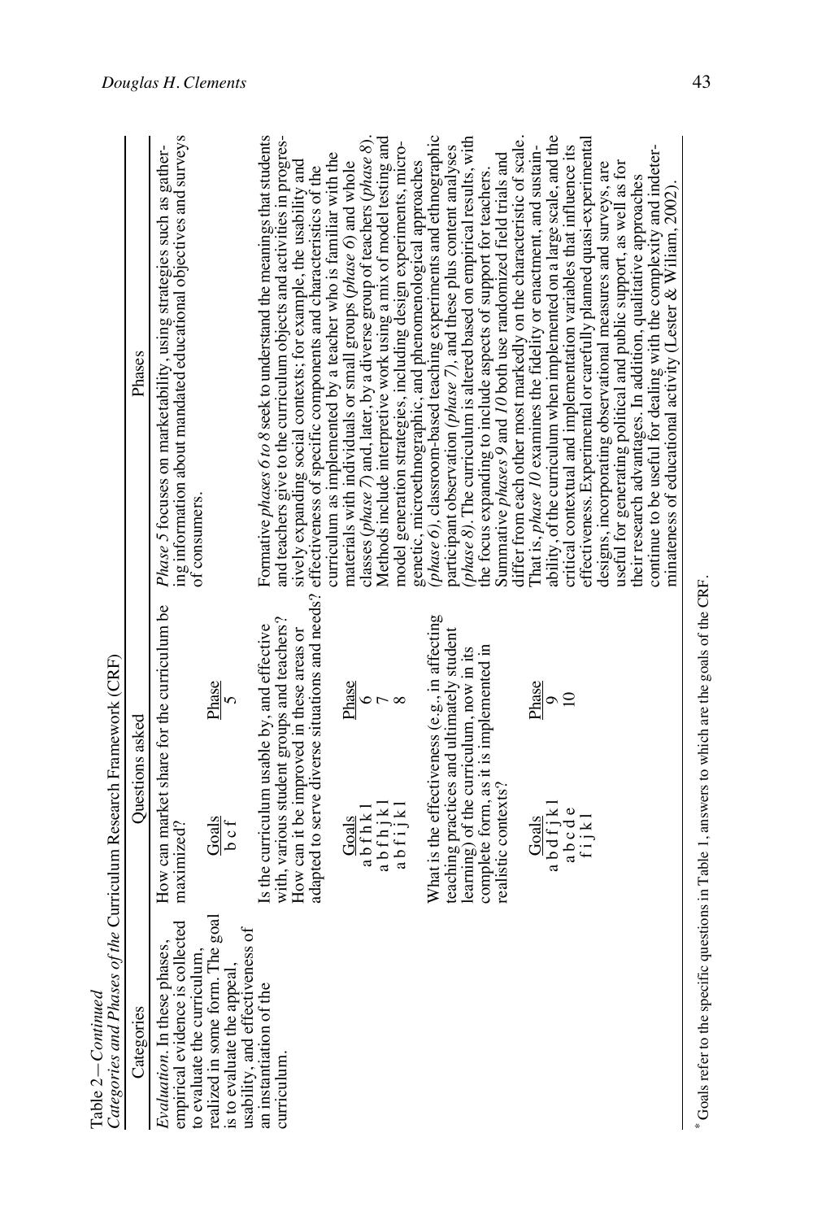Table 2—*Continued*

*Categories and Phases of the* Curriculum Research Framework (CRF)

| Categories | Questions asked | Phases |
|---|---|---|
| *Evaluation*. In these phases, empirical evidence is collected to evaluate the curriculum, realized in some form. The goal is to evaluate the appeal, usability, and effectiveness of an instantiation of the curriculum. | How can market share for the curriculum be maximized?<br><br>Goals: b c f — Phase: 5 | *Phase 5* focuses on marketability, using strategies such as gathering information about mandated educational objectives and surveys of consumers. |
| | Is the curriculum usable by, and effective with, various student groups and teachers? How can it be improved in these areas or adapted to serve diverse situations and needs?<br><br>Goals: a b f h k l — Phase: 6<br>Goals: a b f h j k l — Phase: 7<br>Goals: a b f i j k l — Phase: 8 | Formative *phases 6 to 8* seek to understand the meanings that students and teachers give to the curriculum objects and activities in progressively expanding social contexts; for example, the usability and effectiveness of specific components and characteristics of the curriculum as implemented by a teacher who is familiar with the materials with individuals or small groups (*phase 6*) and whole classes (*phase 7*) and, later, by a diverse group of teachers (*phase 8*). Methods include interpretive work using a mix of model testing and model generation strategies, including design experiments, microgenetic, microethnographic, and phenomenological approaches (*phase 6*), classroom-based teaching experiments and ethnographic participant observation (*phase 7*), and these plus content analyses (*phase 8*). The curriculum is altered based on empirical results, with the focus expanding to include aspects of support for teachers. |
| | What is the effectiveness (e.g., in affecting teaching practices and ultimately student learning) of the curriculum, now in its complete form, as it is implemented in realistic contexts?<br><br>Goals: a b d f j k l — Phase: 9<br>Goals: a b c d e f i j k l — Phase: 10 | Summative *phases 9* and *10* both use randomized field trials and differ from each other most markedly on the characteristic of scale. That is, *phase 10* examines the fidelity or enactment, and sustainability, of the curriculum when implemented on a large scale, and the critical contextual and implementation variables that influence its effectiveness. Experimental or carefully planned quasi-experimental designs, incorporating observational measures and surveys, are useful for generating political and public support, as well as for their research advantages. In addition, qualitative approaches continue to be useful for dealing with the complexity and indeterminateness of educational activity (Lester & Wiliam, 2002). |

\* Goals refer to the specific questions in Table 1, answers to which are the goals of the CRF.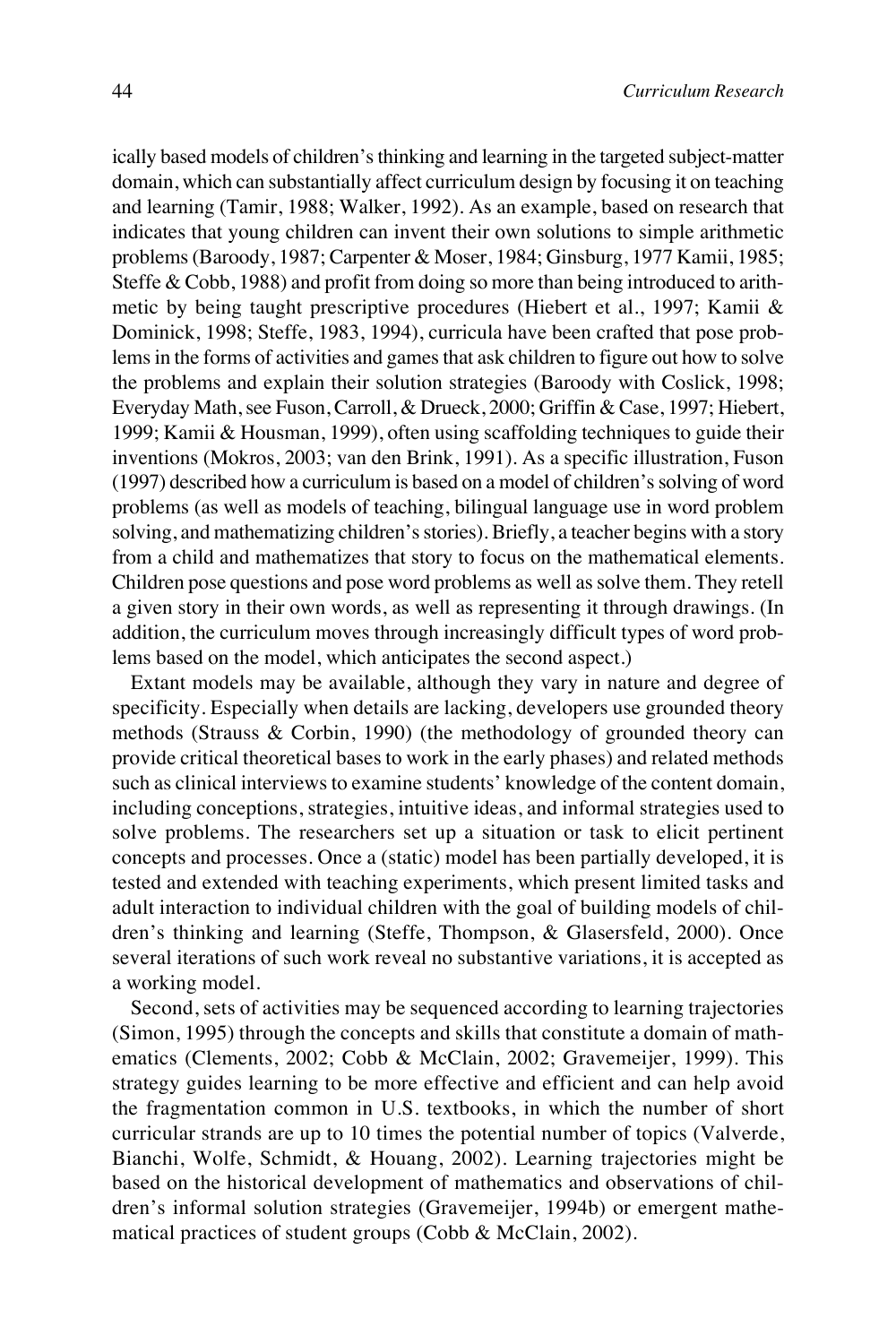ically based models of children's thinking and learning in the targeted subject-matter domain, which can substantially affect curriculum design by focusing it on teaching and learning (Tamir, 1988; Walker, 1992). As an example, based on research that indicates that young children can invent their own solutions to simple arithmetic problems (Baroody, 1987; Carpenter & Moser, 1984; Ginsburg, 1977 Kamii, 1985; Steffe & Cobb, 1988) and profit from doing so more than being introduced to arithmetic by being taught prescriptive procedures (Hiebert et al., 1997; Kamii & Dominick, 1998; Steffe, 1983, 1994), curricula have been crafted that pose problems in the forms of activities and games that ask children to figure out how to solve the problems and explain their solution strategies (Baroody with Coslick, 1998; Everyday Math, see Fuson, Carroll, & Drueck, 2000; Griffin & Case, 1997; Hiebert, 1999; Kamii & Housman, 1999), often using scaffolding techniques to guide their inventions (Mokros, 2003; van den Brink, 1991). As a specific illustration, Fuson (1997) described how a curriculum is based on a model of children's solving of word problems (as well as models of teaching, bilingual language use in word problem solving, and mathematizing children's stories). Briefly, a teacher begins with a story from a child and mathematizes that story to focus on the mathematical elements. Children pose questions and pose word problems as well as solve them. They retell a given story in their own words, as well as representing it through drawings. (In addition, the curriculum moves through increasingly difficult types of word problems based on the model, which anticipates the second aspect.)

Extant models may be available, although they vary in nature and degree of specificity. Especially when details are lacking, developers use grounded theory methods (Strauss & Corbin, 1990) (the methodology of grounded theory can provide critical theoretical bases to work in the early phases) and related methods such as clinical interviews to examine students' knowledge of the content domain, including conceptions, strategies, intuitive ideas, and informal strategies used to solve problems. The researchers set up a situation or task to elicit pertinent concepts and processes. Once a (static) model has been partially developed, it is tested and extended with teaching experiments, which present limited tasks and adult interaction to individual children with the goal of building models of children's thinking and learning (Steffe, Thompson, & Glasersfeld, 2000). Once several iterations of such work reveal no substantive variations, it is accepted as a working model.

Second, sets of activities may be sequenced according to learning trajectories (Simon, 1995) through the concepts and skills that constitute a domain of mathematics (Clements, 2002; Cobb & McClain, 2002; Gravemeijer, 1999). This strategy guides learning to be more effective and efficient and can help avoid the fragmentation common in U.S. textbooks, in which the number of short curricular strands are up to 10 times the potential number of topics (Valverde, Bianchi, Wolfe, Schmidt, & Houang, 2002). Learning trajectories might be based on the historical development of mathematics and observations of children's informal solution strategies (Gravemeijer, 1994b) or emergent mathematical practices of student groups (Cobb & McClain, 2002).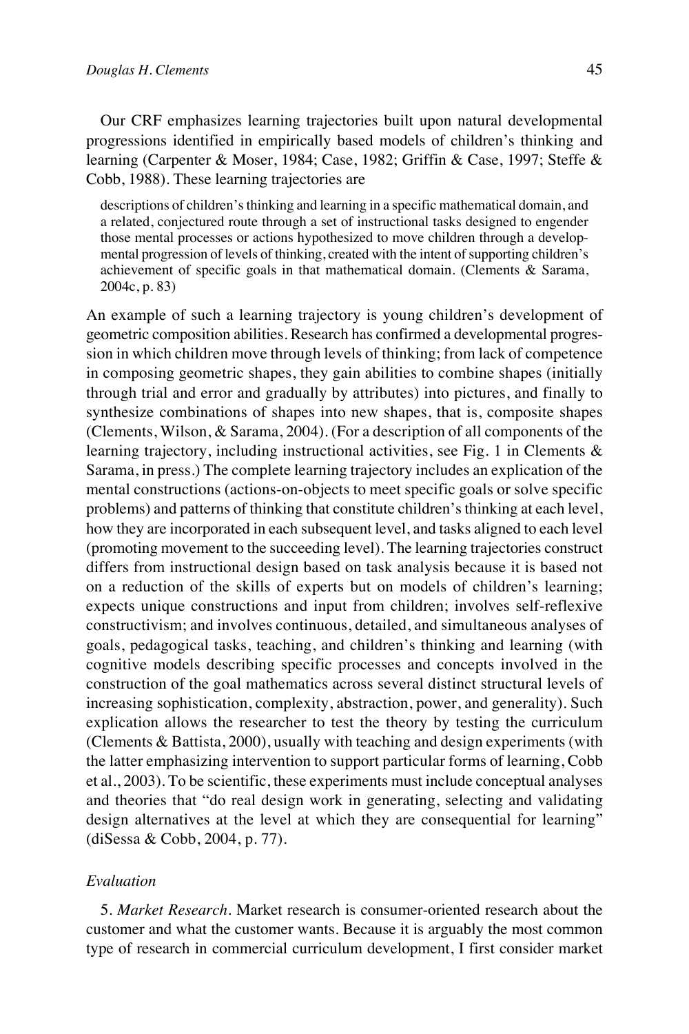Our CRF emphasizes learning trajectories built upon natural developmental progressions identified in empirically based models of children's thinking and learning (Carpenter & Moser, 1984; Case, 1982; Griffin & Case, 1997; Steffe & Cobb, 1988). These learning trajectories are

> descriptions of children's thinking and learning in a specific mathematical domain, and a related, conjectured route through a set of instructional tasks designed to engender those mental processes or actions hypothesized to move children through a developmental progression of levels of thinking, created with the intent of supporting children's achievement of specific goals in that mathematical domain. (Clements & Sarama, 2004c, p. 83)

An example of such a learning trajectory is young children's development of geometric composition abilities. Research has confirmed a developmental progression in which children move through levels of thinking; from lack of competence in composing geometric shapes, they gain abilities to combine shapes (initially through trial and error and gradually by attributes) into pictures, and finally to synthesize combinations of shapes into new shapes, that is, composite shapes (Clements, Wilson, & Sarama, 2004). (For a description of all components of the learning trajectory, including instructional activities, see Fig. 1 in Clements & Sarama, in press.) The complete learning trajectory includes an explication of the mental constructions (actions-on-objects to meet specific goals or solve specific problems) and patterns of thinking that constitute children's thinking at each level, how they are incorporated in each subsequent level, and tasks aligned to each level (promoting movement to the succeeding level). The learning trajectories construct differs from instructional design based on task analysis because it is based not on a reduction of the skills of experts but on models of children's learning; expects unique constructions and input from children; involves self-reflexive constructivism; and involves continuous, detailed, and simultaneous analyses of goals, pedagogical tasks, teaching, and children's thinking and learning (with cognitive models describing specific processes and concepts involved in the construction of the goal mathematics across several distinct structural levels of increasing sophistication, complexity, abstraction, power, and generality). Such explication allows the researcher to test the theory by testing the curriculum (Clements & Battista, 2000), usually with teaching and design experiments (with the latter emphasizing intervention to support particular forms of learning, Cobb et al., 2003). To be scientific, these experiments must include conceptual analyses and theories that "do real design work in generating, selecting and validating design alternatives at the level at which they are consequential for learning" (diSessa & Cobb, 2004, p. 77).

### *Evaluation*

5. *Market Research*. Market research is consumer-oriented research about the customer and what the customer wants. Because it is arguably the most common type of research in commercial curriculum development, I first consider market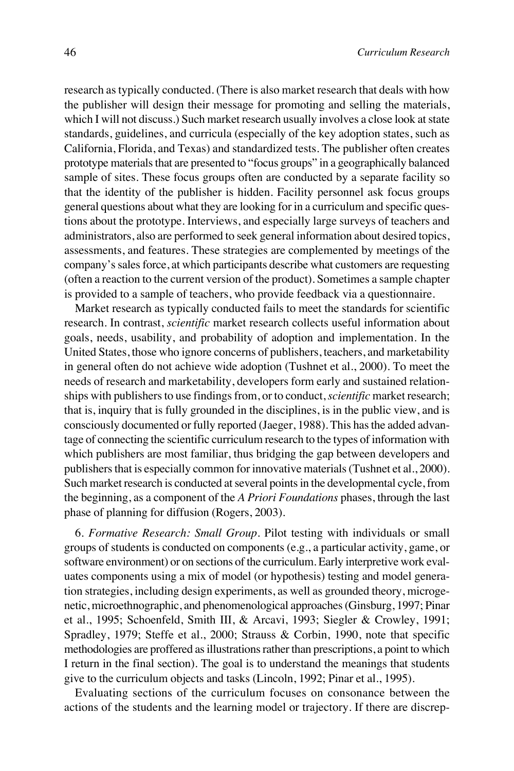research as typically conducted. (There is also market research that deals with how the publisher will design their message for promoting and selling the materials, which I will not discuss.) Such market research usually involves a close look at state standards, guidelines, and curricula (especially of the key adoption states, such as California, Florida, and Texas) and standardized tests. The publisher often creates prototype materials that are presented to "focus groups" in a geographically balanced sample of sites. These focus groups often are conducted by a separate facility so that the identity of the publisher is hidden. Facility personnel ask focus groups general questions about what they are looking for in a curriculum and specific questions about the prototype. Interviews, and especially large surveys of teachers and administrators, also are performed to seek general information about desired topics, assessments, and features. These strategies are complemented by meetings of the company's sales force, at which participants describe what customers are requesting (often a reaction to the current version of the product). Sometimes a sample chapter is provided to a sample of teachers, who provide feedback via a questionnaire.

Market research as typically conducted fails to meet the standards for scientific research. In contrast, *scientific* market research collects useful information about goals, needs, usability, and probability of adoption and implementation. In the United States, those who ignore concerns of publishers, teachers, and marketability in general often do not achieve wide adoption (Tushnet et al., 2000). To meet the needs of research and marketability, developers form early and sustained relationships with publishers to use findings from, or to conduct, *scientific* market research; that is, inquiry that is fully grounded in the disciplines, is in the public view, and is consciously documented or fully reported (Jaeger, 1988). This has the added advantage of connecting the scientific curriculum research to the types of information with which publishers are most familiar, thus bridging the gap between developers and publishers that is especially common for innovative materials (Tushnet et al., 2000). Such market research is conducted at several points in the developmental cycle, from the beginning, as a component of the *A Priori Foundations* phases, through the last phase of planning for diffusion (Rogers, 2003).

6. *Formative Research: Small Group*. Pilot testing with individuals or small groups of students is conducted on components (e.g., a particular activity, game, or software environment) or on sections of the curriculum. Early interpretive work evaluates components using a mix of model (or hypothesis) testing and model generation strategies, including design experiments, as well as grounded theory, microgenetic, microethnographic, and phenomenological approaches (Ginsburg, 1997; Pinar et al., 1995; Schoenfeld, Smith III, & Arcavi, 1993; Siegler & Crowley, 1991; Spradley, 1979; Steffe et al., 2000; Strauss & Corbin, 1990, note that specific methodologies are proffered as illustrations rather than prescriptions, a point to which I return in the final section). The goal is to understand the meanings that students give to the curriculum objects and tasks (Lincoln, 1992; Pinar et al., 1995).

Evaluating sections of the curriculum focuses on consonance between the actions of the students and the learning model or trajectory. If there are discrep-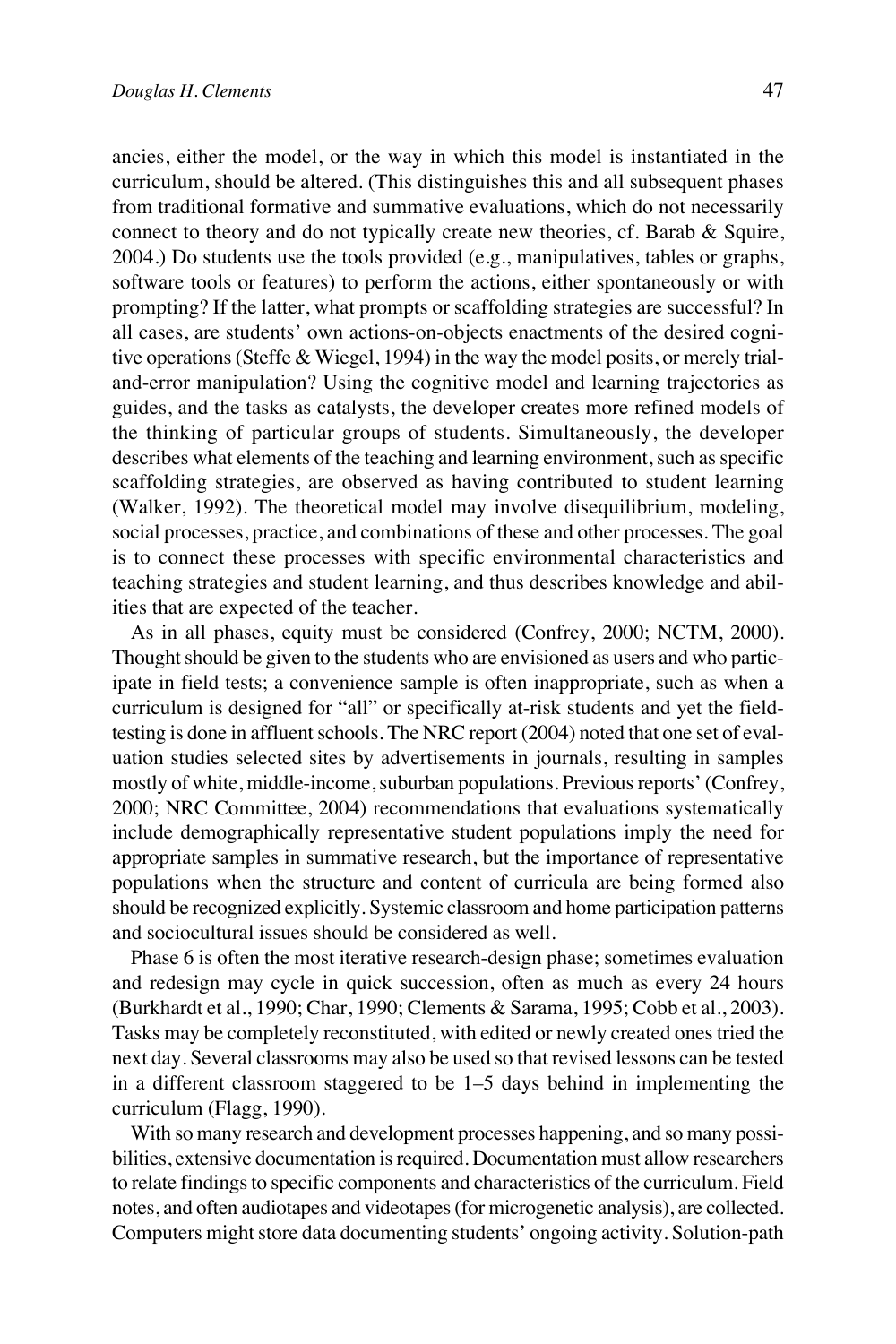ancies, either the model, or the way in which this model is instantiated in the curriculum, should be altered. (This distinguishes this and all subsequent phases from traditional formative and summative evaluations, which do not necessarily connect to theory and do not typically create new theories, cf. Barab & Squire, 2004.) Do students use the tools provided (e.g., manipulatives, tables or graphs, software tools or features) to perform the actions, either spontaneously or with prompting? If the latter, what prompts or scaffolding strategies are successful? In all cases, are students' own actions-on-objects enactments of the desired cognitive operations (Steffe & Wiegel, 1994) in the way the model posits, or merely trial-and-error manipulation? Using the cognitive model and learning trajectories as guides, and the tasks as catalysts, the developer creates more refined models of the thinking of particular groups of students. Simultaneously, the developer describes what elements of the teaching and learning environment, such as specific scaffolding strategies, are observed as having contributed to student learning (Walker, 1992). The theoretical model may involve disequilibrium, modeling, social processes, practice, and combinations of these and other processes. The goal is to connect these processes with specific environmental characteristics and teaching strategies and student learning, and thus describes knowledge and abilities that are expected of the teacher.

As in all phases, equity must be considered (Confrey, 2000; NCTM, 2000). Thought should be given to the students who are envisioned as users and who participate in field tests; a convenience sample is often inappropriate, such as when a curriculum is designed for "all" or specifically at-risk students and yet the field-testing is done in affluent schools. The NRC report (2004) noted that one set of evaluation studies selected sites by advertisements in journals, resulting in samples mostly of white, middle-income, suburban populations. Previous reports' (Confrey, 2000; NRC Committee, 2004) recommendations that evaluations systematically include demographically representative student populations imply the need for appropriate samples in summative research, but the importance of representative populations when the structure and content of curricula are being formed also should be recognized explicitly. Systemic classroom and home participation patterns and sociocultural issues should be considered as well.

Phase 6 is often the most iterative research-design phase; sometimes evaluation and redesign may cycle in quick succession, often as much as every 24 hours (Burkhardt et al., 1990; Char, 1990; Clements & Sarama, 1995; Cobb et al., 2003). Tasks may be completely reconstituted, with edited or newly created ones tried the next day. Several classrooms may also be used so that revised lessons can be tested in a different classroom staggered to be 1–5 days behind in implementing the curriculum (Flagg, 1990).

With so many research and development processes happening, and so many possibilities, extensive documentation is required. Documentation must allow researchers to relate findings to specific components and characteristics of the curriculum. Field notes, and often audiotapes and videotapes (for microgenetic analysis), are collected. Computers might store data documenting students' ongoing activity. Solution-path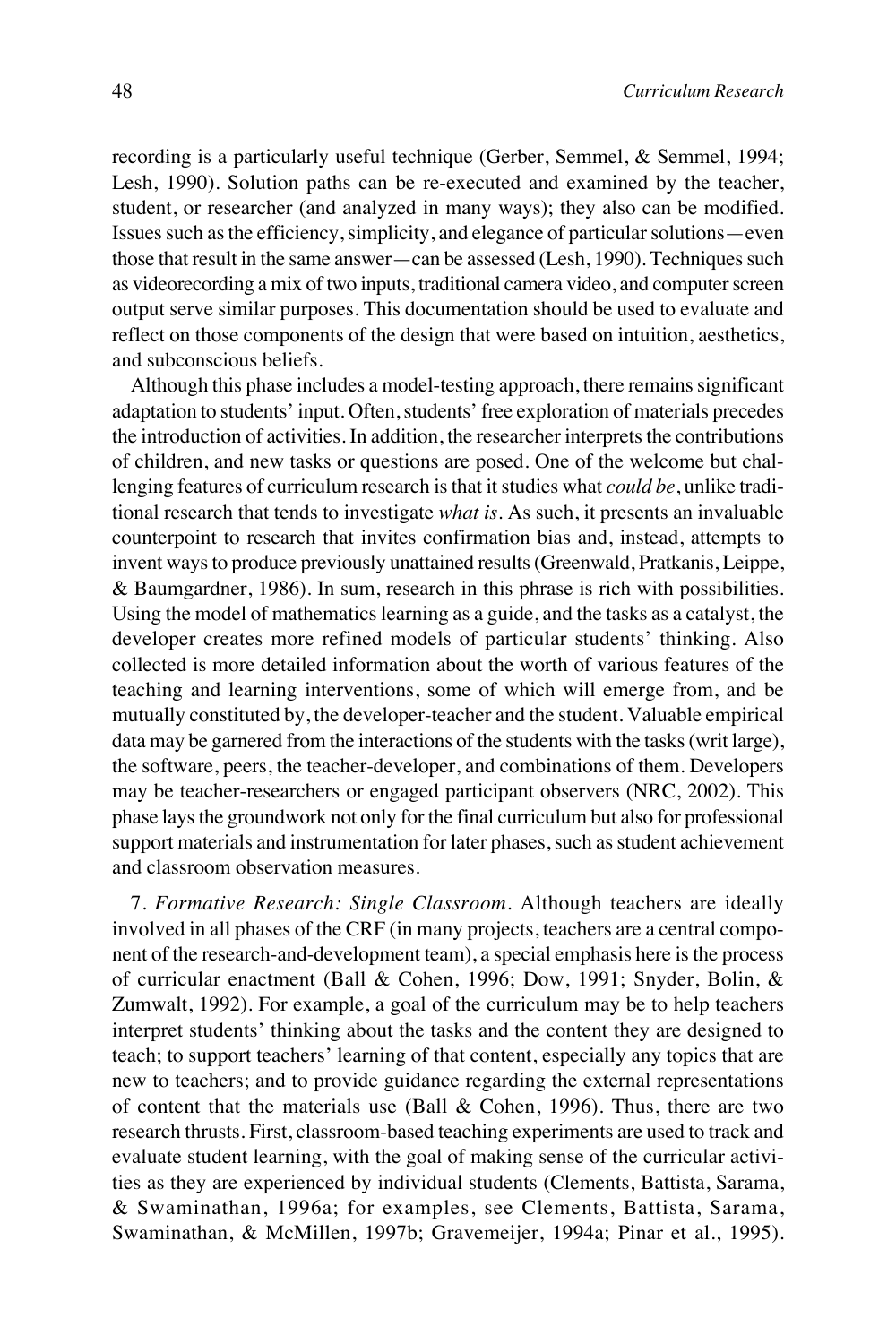recording is a particularly useful technique (Gerber, Semmel, & Semmel, 1994; Lesh, 1990). Solution paths can be re-executed and examined by the teacher, student, or researcher (and analyzed in many ways); they also can be modified. Issues such as the efficiency, simplicity, and elegance of particular solutions—even those that result in the same answer—can be assessed (Lesh, 1990). Techniques such as videorecording a mix of two inputs, traditional camera video, and computer screen output serve similar purposes. This documentation should be used to evaluate and reflect on those components of the design that were based on intuition, aesthetics, and subconscious beliefs.

Although this phase includes a model-testing approach, there remains significant adaptation to students' input. Often, students' free exploration of materials precedes the introduction of activities. In addition, the researcher interprets the contributions of children, and new tasks or questions are posed. One of the welcome but challenging features of curriculum research is that it studies what *could be*, unlike traditional research that tends to investigate *what is*. As such, it presents an invaluable counterpoint to research that invites confirmation bias and, instead, attempts to invent ways to produce previously unattained results (Greenwald, Pratkanis, Leippe, & Baumgardner, 1986). In sum, research in this phrase is rich with possibilities. Using the model of mathematics learning as a guide, and the tasks as a catalyst, the developer creates more refined models of particular students' thinking. Also collected is more detailed information about the worth of various features of the teaching and learning interventions, some of which will emerge from, and be mutually constituted by, the developer-teacher and the student. Valuable empirical data may be garnered from the interactions of the students with the tasks (writ large), the software, peers, the teacher-developer, and combinations of them. Developers may be teacher-researchers or engaged participant observers (NRC, 2002). This phase lays the groundwork not only for the final curriculum but also for professional support materials and instrumentation for later phases, such as student achievement and classroom observation measures.

7. *Formative Research: Single Classroom*. Although teachers are ideally involved in all phases of the CRF (in many projects, teachers are a central component of the research-and-development team), a special emphasis here is the process of curricular enactment (Ball & Cohen, 1996; Dow, 1991; Snyder, Bolin, & Zumwalt, 1992). For example, a goal of the curriculum may be to help teachers interpret students' thinking about the tasks and the content they are designed to teach; to support teachers' learning of that content, especially any topics that are new to teachers; and to provide guidance regarding the external representations of content that the materials use (Ball & Cohen, 1996). Thus, there are two research thrusts. First, classroom-based teaching experiments are used to track and evaluate student learning, with the goal of making sense of the curricular activities as they are experienced by individual students (Clements, Battista, Sarama, & Swaminathan, 1996a; for examples, see Clements, Battista, Sarama, Swaminathan, & McMillen, 1997b; Gravemeijer, 1994a; Pinar et al., 1995).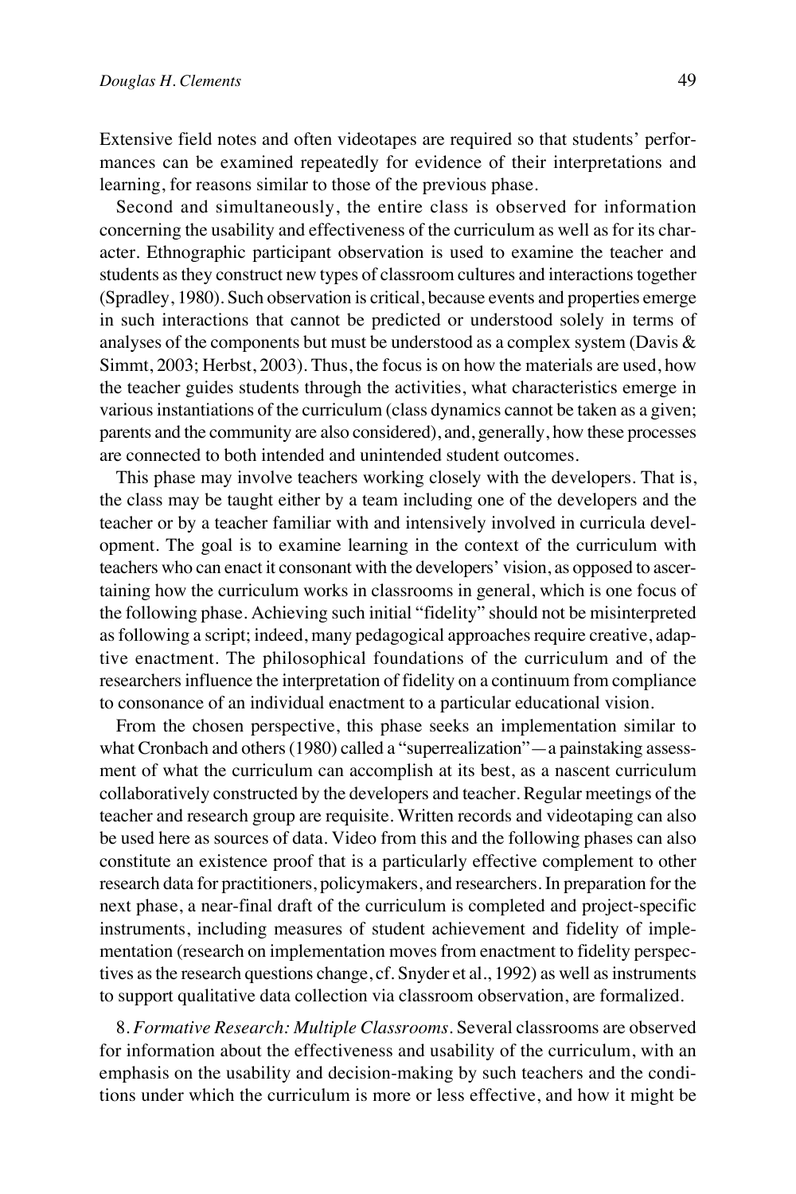Extensive field notes and often videotapes are required so that students' performances can be examined repeatedly for evidence of their interpretations and learning, for reasons similar to those of the previous phase.

Second and simultaneously, the entire class is observed for information concerning the usability and effectiveness of the curriculum as well as for its character. Ethnographic participant observation is used to examine the teacher and students as they construct new types of classroom cultures and interactions together (Spradley, 1980). Such observation is critical, because events and properties emerge in such interactions that cannot be predicted or understood solely in terms of analyses of the components but must be understood as a complex system (Davis & Simmt, 2003; Herbst, 2003). Thus, the focus is on how the materials are used, how the teacher guides students through the activities, what characteristics emerge in various instantiations of the curriculum (class dynamics cannot be taken as a given; parents and the community are also considered), and, generally, how these processes are connected to both intended and unintended student outcomes.

This phase may involve teachers working closely with the developers. That is, the class may be taught either by a team including one of the developers and the teacher or by a teacher familiar with and intensively involved in curricula development. The goal is to examine learning in the context of the curriculum with teachers who can enact it consonant with the developers' vision, as opposed to ascertaining how the curriculum works in classrooms in general, which is one focus of the following phase. Achieving such initial "fidelity" should not be misinterpreted as following a script; indeed, many pedagogical approaches require creative, adaptive enactment. The philosophical foundations of the curriculum and of the researchers influence the interpretation of fidelity on a continuum from compliance to consonance of an individual enactment to a particular educational vision.

From the chosen perspective, this phase seeks an implementation similar to what Cronbach and others (1980) called a "superrealization"—a painstaking assessment of what the curriculum can accomplish at its best, as a nascent curriculum collaboratively constructed by the developers and teacher. Regular meetings of the teacher and research group are requisite. Written records and videotaping can also be used here as sources of data. Video from this and the following phases can also constitute an existence proof that is a particularly effective complement to other research data for practitioners, policymakers, and researchers. In preparation for the next phase, a near-final draft of the curriculum is completed and project-specific instruments, including measures of student achievement and fidelity of implementation (research on implementation moves from enactment to fidelity perspectives as the research questions change, cf. Snyder et al., 1992) as well as instruments to support qualitative data collection via classroom observation, are formalized.

8. *Formative Research: Multiple Classrooms.* Several classrooms are observed for information about the effectiveness and usability of the curriculum, with an emphasis on the usability and decision-making by such teachers and the conditions under which the curriculum is more or less effective, and how it might be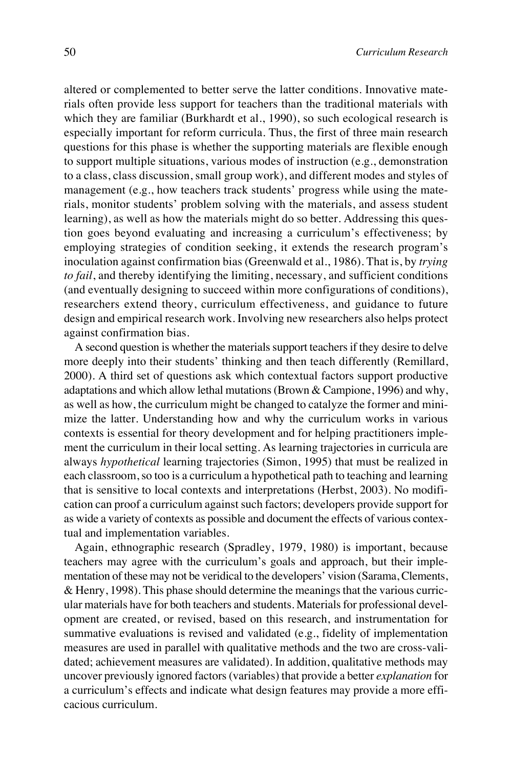altered or complemented to better serve the latter conditions. Innovative materials often provide less support for teachers than the traditional materials with which they are familiar (Burkhardt et al., 1990), so such ecological research is especially important for reform curricula. Thus, the first of three main research questions for this phase is whether the supporting materials are flexible enough to support multiple situations, various modes of instruction (e.g., demonstration to a class, class discussion, small group work), and different modes and styles of management (e.g., how teachers track students' progress while using the materials, monitor students' problem solving with the materials, and assess student learning), as well as how the materials might do so better. Addressing this question goes beyond evaluating and increasing a curriculum's effectiveness; by employing strategies of condition seeking, it extends the research program's inoculation against confirmation bias (Greenwald et al., 1986). That is, by *trying to fail*, and thereby identifying the limiting, necessary, and sufficient conditions (and eventually designing to succeed within more configurations of conditions), researchers extend theory, curriculum effectiveness, and guidance to future design and empirical research work. Involving new researchers also helps protect against confirmation bias.

A second question is whether the materials support teachers if they desire to delve more deeply into their students' thinking and then teach differently (Remillard, 2000). A third set of questions ask which contextual factors support productive adaptations and which allow lethal mutations (Brown & Campione, 1996) and why, as well as how, the curriculum might be changed to catalyze the former and minimize the latter. Understanding how and why the curriculum works in various contexts is essential for theory development and for helping practitioners implement the curriculum in their local setting. As learning trajectories in curricula are always *hypothetical* learning trajectories (Simon, 1995) that must be realized in each classroom, so too is a curriculum a hypothetical path to teaching and learning that is sensitive to local contexts and interpretations (Herbst, 2003). No modification can proof a curriculum against such factors; developers provide support for as wide a variety of contexts as possible and document the effects of various contextual and implementation variables.

Again, ethnographic research (Spradley, 1979, 1980) is important, because teachers may agree with the curriculum's goals and approach, but their implementation of these may not be veridical to the developers' vision (Sarama, Clements, & Henry, 1998). This phase should determine the meanings that the various curricular materials have for both teachers and students. Materials for professional development are created, or revised, based on this research, and instrumentation for summative evaluations is revised and validated (e.g., fidelity of implementation measures are used in parallel with qualitative methods and the two are cross-validated; achievement measures are validated). In addition, qualitative methods may uncover previously ignored factors (variables) that provide a better *explanation* for a curriculum's effects and indicate what design features may provide a more efficacious curriculum.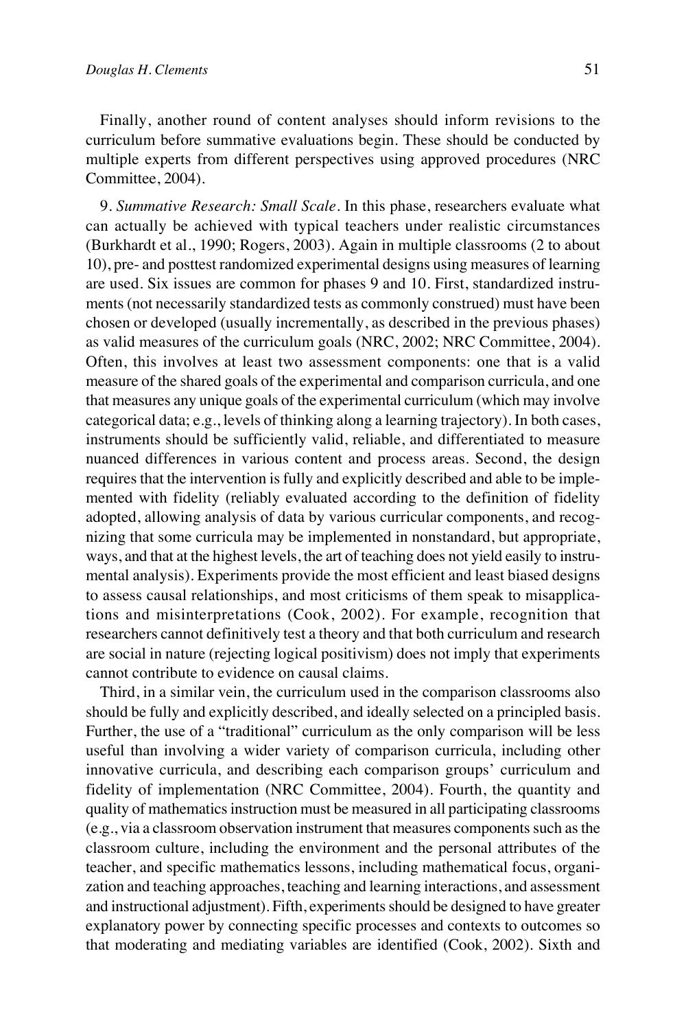Finally, another round of content analyses should inform revisions to the curriculum before summative evaluations begin. These should be conducted by multiple experts from different perspectives using approved procedures (NRC Committee, 2004).

9. *Summative Research: Small Scale*. In this phase, researchers evaluate what can actually be achieved with typical teachers under realistic circumstances (Burkhardt et al., 1990; Rogers, 2003). Again in multiple classrooms (2 to about 10), pre- and posttest randomized experimental designs using measures of learning are used. Six issues are common for phases 9 and 10. First, standardized instruments (not necessarily standardized tests as commonly construed) must have been chosen or developed (usually incrementally, as described in the previous phases) as valid measures of the curriculum goals (NRC, 2002; NRC Committee, 2004). Often, this involves at least two assessment components: one that is a valid measure of the shared goals of the experimental and comparison curricula, and one that measures any unique goals of the experimental curriculum (which may involve categorical data; e.g., levels of thinking along a learning trajectory). In both cases, instruments should be sufficiently valid, reliable, and differentiated to measure nuanced differences in various content and process areas. Second, the design requires that the intervention is fully and explicitly described and able to be implemented with fidelity (reliably evaluated according to the definition of fidelity adopted, allowing analysis of data by various curricular components, and recognizing that some curricula may be implemented in nonstandard, but appropriate, ways, and that at the highest levels, the art of teaching does not yield easily to instrumental analysis). Experiments provide the most efficient and least biased designs to assess causal relationships, and most criticisms of them speak to misapplications and misinterpretations (Cook, 2002). For example, recognition that researchers cannot definitively test a theory and that both curriculum and research are social in nature (rejecting logical positivism) does not imply that experiments cannot contribute to evidence on causal claims.

Third, in a similar vein, the curriculum used in the comparison classrooms also should be fully and explicitly described, and ideally selected on a principled basis. Further, the use of a "traditional" curriculum as the only comparison will be less useful than involving a wider variety of comparison curricula, including other innovative curricula, and describing each comparison groups' curriculum and fidelity of implementation (NRC Committee, 2004). Fourth, the quantity and quality of mathematics instruction must be measured in all participating classrooms (e.g., via a classroom observation instrument that measures components such as the classroom culture, including the environment and the personal attributes of the teacher, and specific mathematics lessons, including mathematical focus, organization and teaching approaches, teaching and learning interactions, and assessment and instructional adjustment). Fifth, experiments should be designed to have greater explanatory power by connecting specific processes and contexts to outcomes so that moderating and mediating variables are identified (Cook, 2002). Sixth and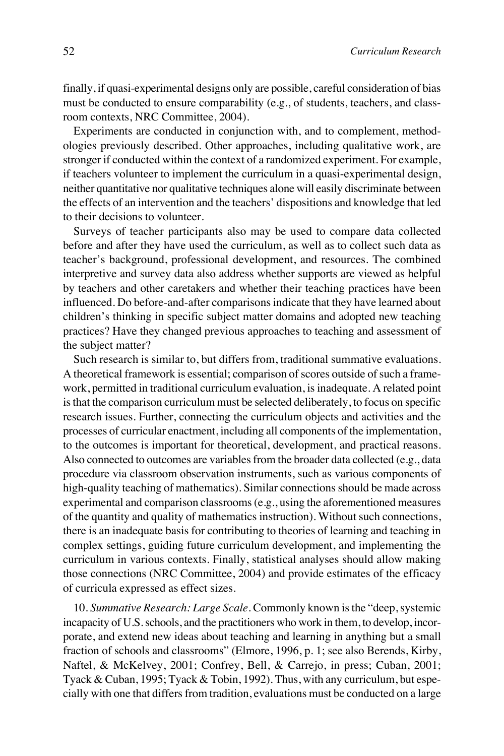finally, if quasi-experimental designs only are possible, careful consideration of bias must be conducted to ensure comparability (e.g., of students, teachers, and classroom contexts, NRC Committee, 2004).

Experiments are conducted in conjunction with, and to complement, methodologies previously described. Other approaches, including qualitative work, are stronger if conducted within the context of a randomized experiment. For example, if teachers volunteer to implement the curriculum in a quasi-experimental design, neither quantitative nor qualitative techniques alone will easily discriminate between the effects of an intervention and the teachers' dispositions and knowledge that led to their decisions to volunteer.

Surveys of teacher participants also may be used to compare data collected before and after they have used the curriculum, as well as to collect such data as teacher's background, professional development, and resources. The combined interpretive and survey data also address whether supports are viewed as helpful by teachers and other caretakers and whether their teaching practices have been influenced. Do before-and-after comparisons indicate that they have learned about children's thinking in specific subject matter domains and adopted new teaching practices? Have they changed previous approaches to teaching and assessment of the subject matter?

Such research is similar to, but differs from, traditional summative evaluations. A theoretical framework is essential; comparison of scores outside of such a framework, permitted in traditional curriculum evaluation, is inadequate. A related point is that the comparison curriculum must be selected deliberately, to focus on specific research issues. Further, connecting the curriculum objects and activities and the processes of curricular enactment, including all components of the implementation, to the outcomes is important for theoretical, development, and practical reasons. Also connected to outcomes are variables from the broader data collected (e.g., data procedure via classroom observation instruments, such as various components of high-quality teaching of mathematics). Similar connections should be made across experimental and comparison classrooms (e.g., using the aforementioned measures of the quantity and quality of mathematics instruction). Without such connections, there is an inadequate basis for contributing to theories of learning and teaching in complex settings, guiding future curriculum development, and implementing the curriculum in various contexts. Finally, statistical analyses should allow making those connections (NRC Committee, 2004) and provide estimates of the efficacy of curricula expressed as effect sizes.

10. *Summative Research: Large Scale*. Commonly known is the "deep, systemic incapacity of U.S. schools, and the practitioners who work in them, to develop, incorporate, and extend new ideas about teaching and learning in anything but a small fraction of schools and classrooms" (Elmore, 1996, p. 1; see also Berends, Kirby, Naftel, & McKelvey, 2001; Confrey, Bell, & Carrejo, in press; Cuban, 2001; Tyack & Cuban, 1995; Tyack & Tobin, 1992). Thus, with any curriculum, but especially with one that differs from tradition, evaluations must be conducted on a large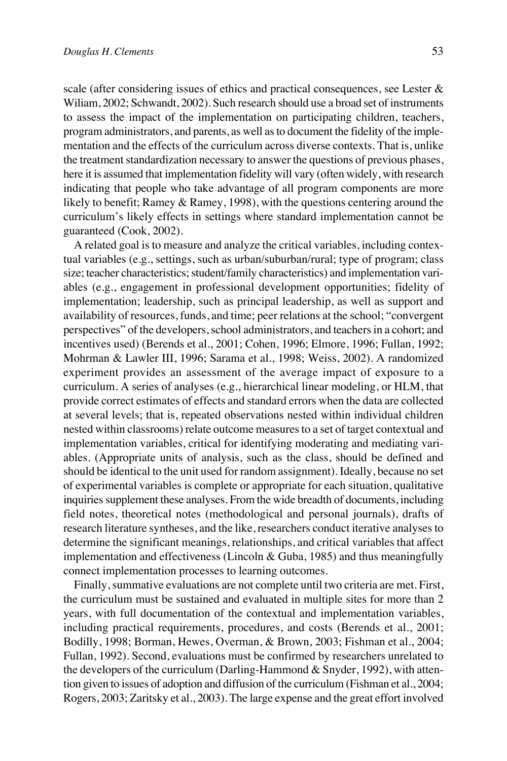scale (after considering issues of ethics and practical consequences, see Lester & Wiliam, 2002; Schwandt, 2002). Such research should use a broad set of instruments to assess the impact of the implementation on participating children, teachers, program administrators, and parents, as well as to document the fidelity of the implementation and the effects of the curriculum across diverse contexts. That is, unlike the treatment standardization necessary to answer the questions of previous phases, here it is assumed that implementation fidelity will vary (often widely, with research indicating that people who take advantage of all program components are more likely to benefit; Ramey & Ramey, 1998), with the questions centering around the curriculum's likely effects in settings where standard implementation cannot be guaranteed (Cook, 2002).

A related goal is to measure and analyze the critical variables, including contextual variables (e.g., settings, such as urban/suburban/rural; type of program; class size; teacher characteristics; student/family characteristics) and implementation variables (e.g., engagement in professional development opportunities; fidelity of implementation; leadership, such as principal leadership, as well as support and availability of resources, funds, and time; peer relations at the school; "convergent perspectives" of the developers, school administrators, and teachers in a cohort; and incentives used) (Berends et al., 2001; Cohen, 1996; Elmore, 1996; Fullan, 1992; Mohrman & Lawler III, 1996; Sarama et al., 1998; Weiss, 2002). A randomized experiment provides an assessment of the average impact of exposure to a curriculum. A series of analyses (e.g., hierarchical linear modeling, or HLM, that provide correct estimates of effects and standard errors when the data are collected at several levels; that is, repeated observations nested within individual children nested within classrooms) relate outcome measures to a set of target contextual and implementation variables, critical for identifying moderating and mediating variables. (Appropriate units of analysis, such as the class, should be defined and should be identical to the unit used for random assignment). Ideally, because no set of experimental variables is complete or appropriate for each situation, qualitative inquiries supplement these analyses. From the wide breadth of documents, including field notes, theoretical notes (methodological and personal journals), drafts of research literature syntheses, and the like, researchers conduct iterative analyses to determine the significant meanings, relationships, and critical variables that affect implementation and effectiveness (Lincoln & Guba, 1985) and thus meaningfully connect implementation processes to learning outcomes.

Finally, summative evaluations are not complete until two criteria are met. First, the curriculum must be sustained and evaluated in multiple sites for more than 2 years, with full documentation of the contextual and implementation variables, including practical requirements, procedures, and costs (Berends et al., 2001; Bodilly, 1998; Borman, Hewes, Overman, & Brown, 2003; Fishman et al., 2004; Fullan, 1992). Second, evaluations must be confirmed by researchers unrelated to the developers of the curriculum (Darling-Hammond & Snyder, 1992), with attention given to issues of adoption and diffusion of the curriculum (Fishman et al., 2004; Rogers, 2003; Zaritsky et al., 2003). The large expense and the great effort involved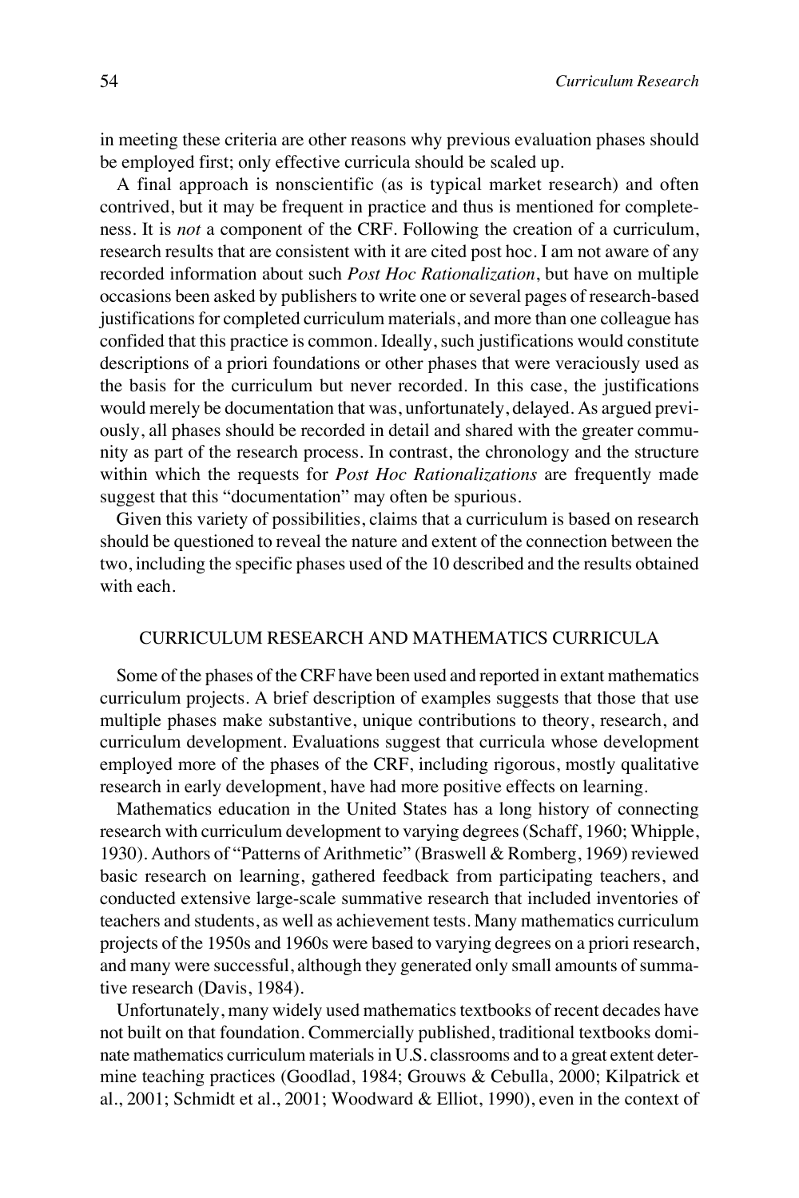in meeting these criteria are other reasons why previous evaluation phases should be employed first; only effective curricula should be scaled up.

A final approach is nonscientific (as is typical market research) and often contrived, but it may be frequent in practice and thus is mentioned for completeness. It is *not* a component of the CRF. Following the creation of a curriculum, research results that are consistent with it are cited post hoc. I am not aware of any recorded information about such *Post Hoc Rationalization*, but have on multiple occasions been asked by publishers to write one or several pages of research-based justifications for completed curriculum materials, and more than one colleague has confided that this practice is common. Ideally, such justifications would constitute descriptions of a priori foundations or other phases that were veraciously used as the basis for the curriculum but never recorded. In this case, the justifications would merely be documentation that was, unfortunately, delayed. As argued previously, all phases should be recorded in detail and shared with the greater community as part of the research process. In contrast, the chronology and the structure within which the requests for *Post Hoc Rationalizations* are frequently made suggest that this "documentation" may often be spurious.

Given this variety of possibilities, claims that a curriculum is based on research should be questioned to reveal the nature and extent of the connection between the two, including the specific phases used of the 10 described and the results obtained with each.

## CURRICULUM RESEARCH AND MATHEMATICS CURRICULA

Some of the phases of the CRF have been used and reported in extant mathematics curriculum projects. A brief description of examples suggests that those that use multiple phases make substantive, unique contributions to theory, research, and curriculum development. Evaluations suggest that curricula whose development employed more of the phases of the CRF, including rigorous, mostly qualitative research in early development, have had more positive effects on learning.

Mathematics education in the United States has a long history of connecting research with curriculum development to varying degrees (Schaff, 1960; Whipple, 1930). Authors of "Patterns of Arithmetic" (Braswell & Romberg, 1969) reviewed basic research on learning, gathered feedback from participating teachers, and conducted extensive large-scale summative research that included inventories of teachers and students, as well as achievement tests. Many mathematics curriculum projects of the 1950s and 1960s were based to varying degrees on a priori research, and many were successful, although they generated only small amounts of summative research (Davis, 1984).

Unfortunately, many widely used mathematics textbooks of recent decades have not built on that foundation. Commercially published, traditional textbooks dominate mathematics curriculum materials in U.S. classrooms and to a great extent determine teaching practices (Goodlad, 1984; Grouws & Cebulla, 2000; Kilpatrick et al., 2001; Schmidt et al., 2001; Woodward & Elliot, 1990), even in the context of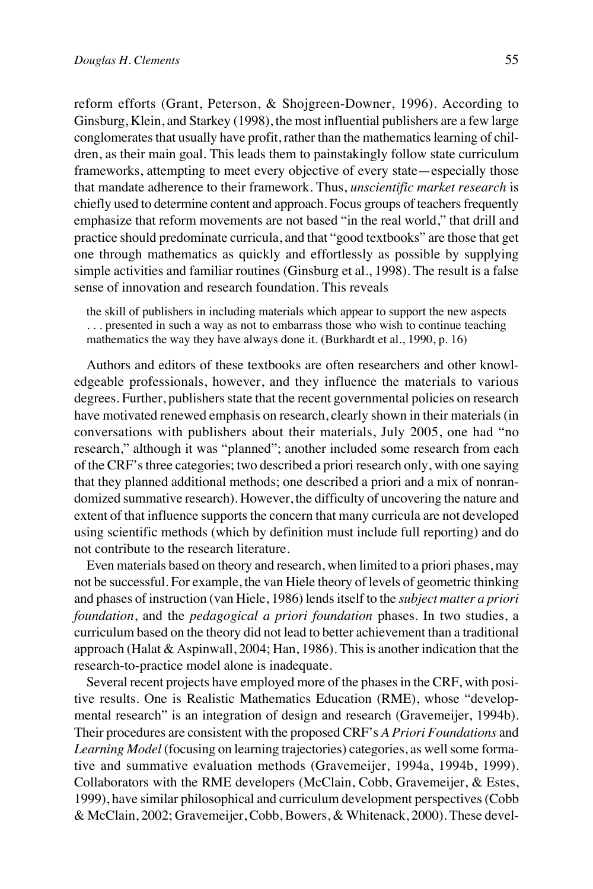reform efforts (Grant, Peterson, & Shojgreen-Downer, 1996). According to Ginsburg, Klein, and Starkey (1998), the most influential publishers are a few large conglomerates that usually have profit, rather than the mathematics learning of children, as their main goal. This leads them to painstakingly follow state curriculum frameworks, attempting to meet every objective of every state—especially those that mandate adherence to their framework. Thus, *unscientific market research* is chiefly used to determine content and approach. Focus groups of teachers frequently emphasize that reform movements are not based "in the real world," that drill and practice should predominate curricula, and that "good textbooks" are those that get one through mathematics as quickly and effortlessly as possible by supplying simple activities and familiar routines (Ginsburg et al., 1998). The result is a false sense of innovation and research foundation. This reveals

> the skill of publishers in including materials which appear to support the new aspects . . . presented in such a way as not to embarrass those who wish to continue teaching mathematics the way they have always done it. (Burkhardt et al., 1990, p. 16)

Authors and editors of these textbooks are often researchers and other knowledgeable professionals, however, and they influence the materials to various degrees. Further, publishers state that the recent governmental policies on research have motivated renewed emphasis on research, clearly shown in their materials (in conversations with publishers about their materials, July 2005, one had "no research," although it was "planned"; another included some research from each of the CRF's three categories; two described a priori research only, with one saying that they planned additional methods; one described a priori and a mix of nonrandomized summative research). However, the difficulty of uncovering the nature and extent of that influence supports the concern that many curricula are not developed using scientific methods (which by definition must include full reporting) and do not contribute to the research literature.

Even materials based on theory and research, when limited to a priori phases, may not be successful. For example, the van Hiele theory of levels of geometric thinking and phases of instruction (van Hiele, 1986) lends itself to the *subject matter a priori foundation*, and the *pedagogical a priori foundation* phases. In two studies, a curriculum based on the theory did not lead to better achievement than a traditional approach (Halat & Aspinwall, 2004; Han, 1986). This is another indication that the research-to-practice model alone is inadequate.

Several recent projects have employed more of the phases in the CRF, with positive results. One is Realistic Mathematics Education (RME), whose "developmental research" is an integration of design and research (Gravemeijer, 1994b). Their procedures are consistent with the proposed CRF's *A Priori Foundations* and *Learning Model* (focusing on learning trajectories) categories, as well some formative and summative evaluation methods (Gravemeijer, 1994a, 1994b, 1999). Collaborators with the RME developers (McClain, Cobb, Gravemeijer, & Estes, 1999), have similar philosophical and curriculum development perspectives (Cobb & McClain, 2002; Gravemeijer, Cobb, Bowers, & Whitenack, 2000). These devel-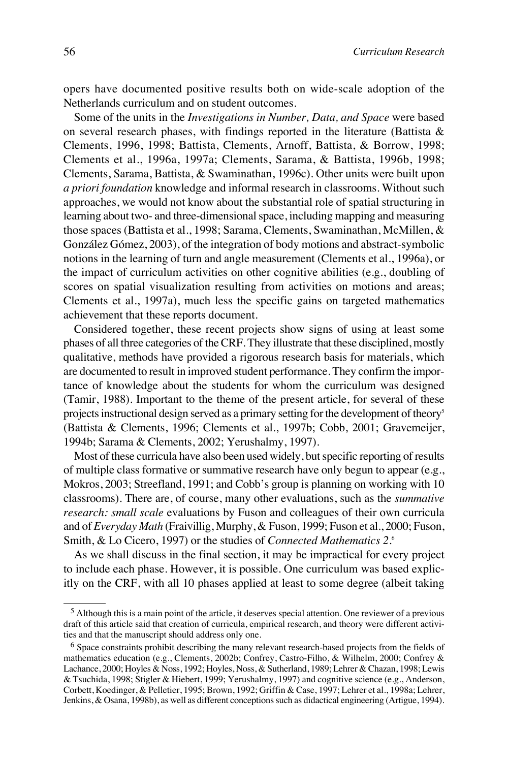opers have documented positive results both on wide-scale adoption of the Netherlands curriculum and on student outcomes.

Some of the units in the *Investigations in Number, Data, and Space* were based on several research phases, with findings reported in the literature (Battista & Clements, 1996, 1998; Battista, Clements, Arnoff, Battista, & Borrow, 1998; Clements et al., 1996a, 1997a; Clements, Sarama, & Battista, 1996b, 1998; Clements, Sarama, Battista, & Swaminathan, 1996c). Other units were built upon *a priori foundation* knowledge and informal research in classrooms. Without such approaches, we would not know about the substantial role of spatial structuring in learning about two- and three-dimensional space, including mapping and measuring those spaces (Battista et al., 1998; Sarama, Clements, Swaminathan, McMillen, & González Gómez, 2003), of the integration of body motions and abstract-symbolic notions in the learning of turn and angle measurement (Clements et al., 1996a), or the impact of curriculum activities on other cognitive abilities (e.g., doubling of scores on spatial visualization resulting from activities on motions and areas; Clements et al., 1997a), much less the specific gains on targeted mathematics achievement that these reports document.

Considered together, these recent projects show signs of using at least some phases of all three categories of the CRF. They illustrate that these disciplined, mostly qualitative, methods have provided a rigorous research basis for materials, which are documented to result in improved student performance. They confirm the importance of knowledge about the students for whom the curriculum was designed (Tamir, 1988). Important to the theme of the present article, for several of these projects instructional design served as a primary setting for the development of theory[5] (Battista & Clements, 1996; Clements et al., 1997b; Cobb, 2001; Gravemeijer, 1994b; Sarama & Clements, 2002; Yerushalmy, 1997).

Most of these curricula have also been used widely, but specific reporting of results of multiple class formative or summative research have only begun to appear (e.g., Mokros, 2003; Streefland, 1991; and Cobb's group is planning on working with 10 classrooms). There are, of course, many other evaluations, such as the *summative research: small scale* evaluations by Fuson and colleagues of their own curricula and of *Everyday Math* (Fraivillig, Murphy, & Fuson, 1999; Fuson et al., 2000; Fuson, Smith, & Lo Cicero, 1997) or the studies of *Connected Mathematics 2*.[6]

As we shall discuss in the final section, it may be impractical for every project to include each phase. However, it is possible. One curriculum was based explicitly on the CRF, with all 10 phases applied at least to some degree (albeit taking

---

[5] Although this is a main point of the article, it deserves special attention. One reviewer of a previous draft of this article said that creation of curricula, empirical research, and theory were different activities and that the manuscript should address only one.

[6] Space constraints prohibit describing the many relevant research-based projects from the fields of mathematics education (e.g., Clements, 2002b; Confrey, Castro-Filho, & Wilhelm, 2000; Confrey & Lachance, 2000; Hoyles & Noss, 1992; Hoyles, Noss, & Sutherland, 1989; Lehrer & Chazan, 1998; Lewis & Tsuchida, 1998; Stigler & Hiebert, 1999; Yerushalmy, 1997) and cognitive science (e.g., Anderson, Corbett, Koedinger, & Pelletier, 1995; Brown, 1992; Griffin & Case, 1997; Lehrer et al., 1998a; Lehrer, Jenkins, & Osana, 1998b), as well as different conceptions such as didactical engineering (Artigue, 1994).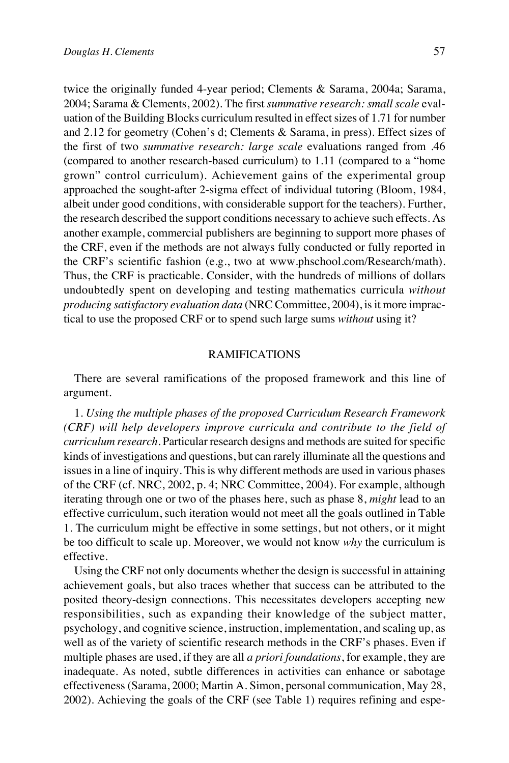twice the originally funded 4-year period; Clements & Sarama, 2004a; Sarama, 2004; Sarama & Clements, 2002). The first *summative research: small scale* evaluation of the Building Blocks curriculum resulted in effect sizes of 1.71 for number and 2.12 for geometry (Cohen's d; Clements & Sarama, in press). Effect sizes of the first of two *summative research: large scale* evaluations ranged from .46 (compared to another research-based curriculum) to 1.11 (compared to a "home grown" control curriculum). Achievement gains of the experimental group approached the sought-after 2-sigma effect of individual tutoring (Bloom, 1984, albeit under good conditions, with considerable support for the teachers). Further, the research described the support conditions necessary to achieve such effects. As another example, commercial publishers are beginning to support more phases of the CRF, even if the methods are not always fully conducted or fully reported in the CRF's scientific fashion (e.g., two at www.phschool.com/Research/math). Thus, the CRF is practicable. Consider, with the hundreds of millions of dollars undoubtedly spent on developing and testing mathematics curricula *without producing satisfactory evaluation data* (NRC Committee, 2004), is it more impractical to use the proposed CRF or to spend such large sums *without* using it?

## RAMIFICATIONS

There are several ramifications of the proposed framework and this line of argument.

1. *Using the multiple phases of the proposed Curriculum Research Framework (CRF) will help developers improve curricula and contribute to the field of curriculum research.* Particular research designs and methods are suited for specific kinds of investigations and questions, but can rarely illuminate all the questions and issues in a line of inquiry. This is why different methods are used in various phases of the CRF (cf. NRC, 2002, p. 4; NRC Committee, 2004). For example, although iterating through one or two of the phases here, such as phase 8, *might* lead to an effective curriculum, such iteration would not meet all the goals outlined in Table 1. The curriculum might be effective in some settings, but not others, or it might be too difficult to scale up. Moreover, we would not know *why* the curriculum is effective.

Using the CRF not only documents whether the design is successful in attaining achievement goals, but also traces whether that success can be attributed to the posited theory-design connections. This necessitates developers accepting new responsibilities, such as expanding their knowledge of the subject matter, psychology, and cognitive science, instruction, implementation, and scaling up, as well as of the variety of scientific research methods in the CRF's phases. Even if multiple phases are used, if they are all *a priori foundations*, for example, they are inadequate. As noted, subtle differences in activities can enhance or sabotage effectiveness (Sarama, 2000; Martin A. Simon, personal communication, May 28, 2002). Achieving the goals of the CRF (see Table 1) requires refining and espe-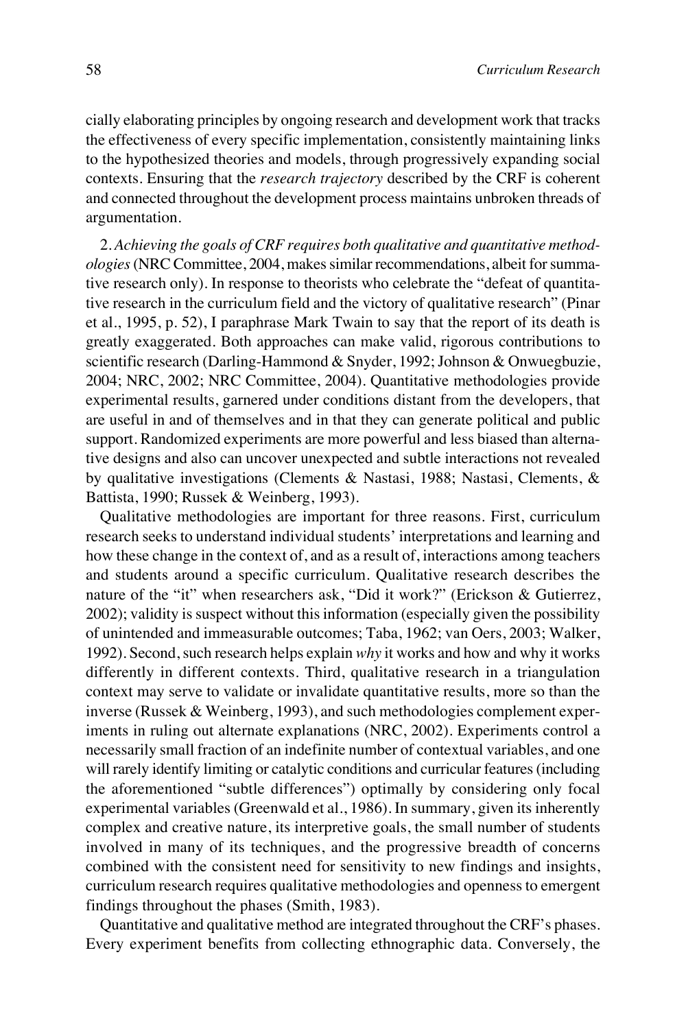cially elaborating principles by ongoing research and development work that tracks the effectiveness of every specific implementation, consistently maintaining links to the hypothesized theories and models, through progressively expanding social contexts. Ensuring that the *research trajectory* described by the CRF is coherent and connected throughout the development process maintains unbroken threads of argumentation.

2. *Achieving the goals of CRF requires both qualitative and quantitative methodologies* (NRC Committee, 2004, makes similar recommendations, albeit for summative research only). In response to theorists who celebrate the "defeat of quantitative research in the curriculum field and the victory of qualitative research" (Pinar et al., 1995, p. 52), I paraphrase Mark Twain to say that the report of its death is greatly exaggerated. Both approaches can make valid, rigorous contributions to scientific research (Darling-Hammond & Snyder, 1992; Johnson & Onwuegbuzie, 2004; NRC, 2002; NRC Committee, 2004). Quantitative methodologies provide experimental results, garnered under conditions distant from the developers, that are useful in and of themselves and in that they can generate political and public support. Randomized experiments are more powerful and less biased than alternative designs and also can uncover unexpected and subtle interactions not revealed by qualitative investigations (Clements & Nastasi, 1988; Nastasi, Clements, & Battista, 1990; Russek & Weinberg, 1993).

Qualitative methodologies are important for three reasons. First, curriculum research seeks to understand individual students' interpretations and learning and how these change in the context of, and as a result of, interactions among teachers and students around a specific curriculum. Qualitative research describes the nature of the "it" when researchers ask, "Did it work?" (Erickson & Gutierrez, 2002); validity is suspect without this information (especially given the possibility of unintended and immeasurable outcomes; Taba, 1962; van Oers, 2003; Walker, 1992). Second, such research helps explain *why* it works and how and why it works differently in different contexts. Third, qualitative research in a triangulation context may serve to validate or invalidate quantitative results, more so than the inverse (Russek & Weinberg, 1993), and such methodologies complement experiments in ruling out alternate explanations (NRC, 2002). Experiments control a necessarily small fraction of an indefinite number of contextual variables, and one will rarely identify limiting or catalytic conditions and curricular features (including the aforementioned "subtle differences") optimally by considering only focal experimental variables (Greenwald et al., 1986). In summary, given its inherently complex and creative nature, its interpretive goals, the small number of students involved in many of its techniques, and the progressive breadth of concerns combined with the consistent need for sensitivity to new findings and insights, curriculum research requires qualitative methodologies and openness to emergent findings throughout the phases (Smith, 1983).

Quantitative and qualitative method are integrated throughout the CRF's phases. Every experiment benefits from collecting ethnographic data. Conversely, the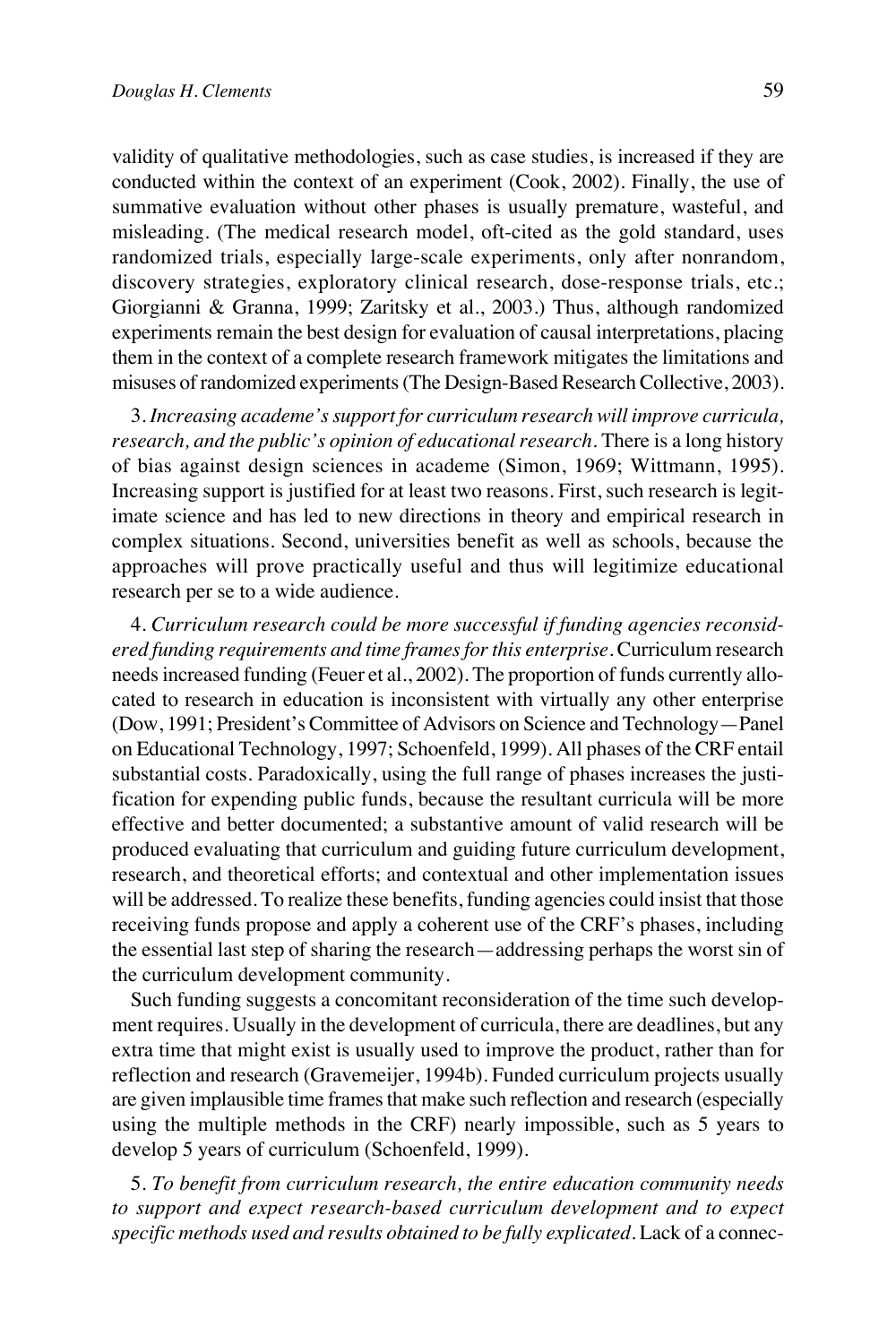validity of qualitative methodologies, such as case studies, is increased if they are conducted within the context of an experiment (Cook, 2002). Finally, the use of summative evaluation without other phases is usually premature, wasteful, and misleading. (The medical research model, oft-cited as the gold standard, uses randomized trials, especially large-scale experiments, only after nonrandom, discovery strategies, exploratory clinical research, dose-response trials, etc.; Giorgianni & Granna, 1999; Zaritsky et al., 2003.) Thus, although randomized experiments remain the best design for evaluation of causal interpretations, placing them in the context of a complete research framework mitigates the limitations and misuses of randomized experiments (The Design-Based Research Collective, 2003).

3. *Increasing academe's support for curriculum research will improve curricula, research, and the public's opinion of educational research.* There is a long history of bias against design sciences in academe (Simon, 1969; Wittmann, 1995). Increasing support is justified for at least two reasons. First, such research is legitimate science and has led to new directions in theory and empirical research in complex situations. Second, universities benefit as well as schools, because the approaches will prove practically useful and thus will legitimize educational research per se to a wide audience.

4. *Curriculum research could be more successful if funding agencies reconsidered funding requirements and time frames for this enterprise.* Curriculum research needs increased funding (Feuer et al., 2002). The proportion of funds currently allocated to research in education is inconsistent with virtually any other enterprise (Dow, 1991; President's Committee of Advisors on Science and Technology—Panel on Educational Technology, 1997; Schoenfeld, 1999). All phases of the CRF entail substantial costs. Paradoxically, using the full range of phases increases the justification for expending public funds, because the resultant curricula will be more effective and better documented; a substantive amount of valid research will be produced evaluating that curriculum and guiding future curriculum development, research, and theoretical efforts; and contextual and other implementation issues will be addressed. To realize these benefits, funding agencies could insist that those receiving funds propose and apply a coherent use of the CRF's phases, including the essential last step of sharing the research—addressing perhaps the worst sin of the curriculum development community.

Such funding suggests a concomitant reconsideration of the time such development requires. Usually in the development of curricula, there are deadlines, but any extra time that might exist is usually used to improve the product, rather than for reflection and research (Gravemeijer, 1994b). Funded curriculum projects usually are given implausible time frames that make such reflection and research (especially using the multiple methods in the CRF) nearly impossible, such as 5 years to develop 5 years of curriculum (Schoenfeld, 1999).

5. *To benefit from curriculum research, the entire education community needs to support and expect research-based curriculum development and to expect specific methods used and results obtained to be fully explicated.* Lack of a connec-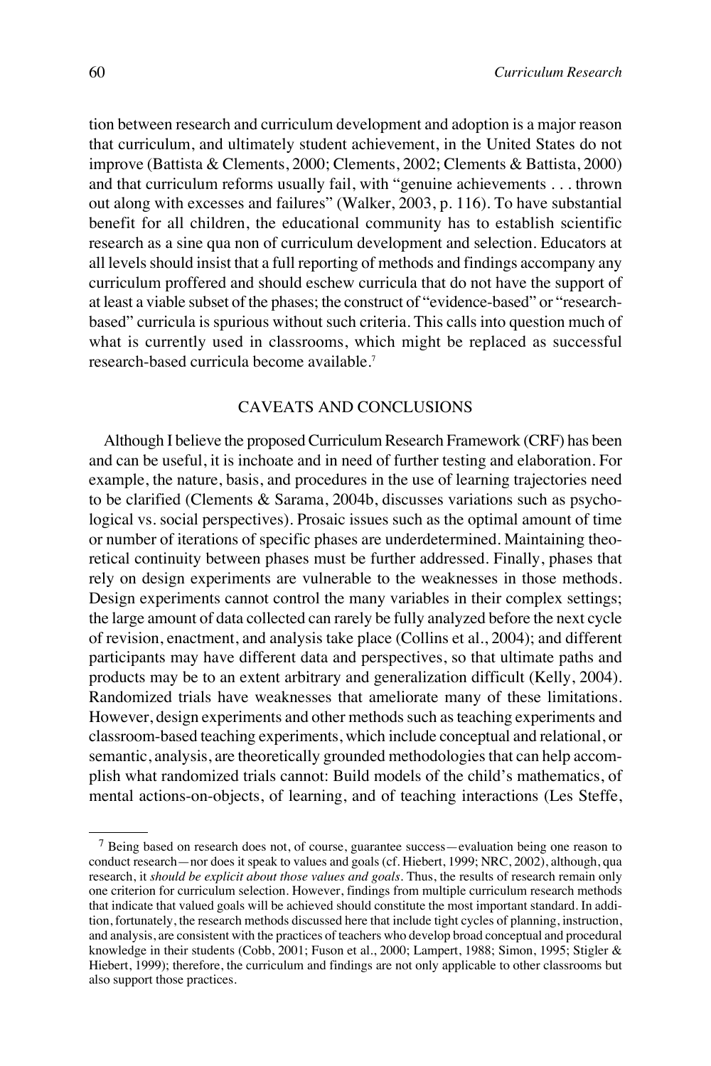tion between research and curriculum development and adoption is a major reason that curriculum, and ultimately student achievement, in the United States do not improve (Battista & Clements, 2000; Clements, 2002; Clements & Battista, 2000) and that curriculum reforms usually fail, with "genuine achievements . . . thrown out along with excesses and failures" (Walker, 2003, p. 116). To have substantial benefit for all children, the educational community has to establish scientific research as a sine qua non of curriculum development and selection. Educators at all levels should insist that a full reporting of methods and findings accompany any curriculum proffered and should eschew curricula that do not have the support of at least a viable subset of the phases; the construct of "evidence-based" or "research-based" curricula is spurious without such criteria. This calls into question much of what is currently used in classrooms, which might be replaced as successful research-based curricula become available.[7]

## CAVEATS AND CONCLUSIONS

Although I believe the proposed Curriculum Research Framework (CRF) has been and can be useful, it is inchoate and in need of further testing and elaboration. For example, the nature, basis, and procedures in the use of learning trajectories need to be clarified (Clements & Sarama, 2004b, discusses variations such as psychological vs. social perspectives). Prosaic issues such as the optimal amount of time or number of iterations of specific phases are underdetermined. Maintaining theoretical continuity between phases must be further addressed. Finally, phases that rely on design experiments are vulnerable to the weaknesses in those methods. Design experiments cannot control the many variables in their complex settings; the large amount of data collected can rarely be fully analyzed before the next cycle of revision, enactment, and analysis take place (Collins et al., 2004); and different participants may have different data and perspectives, so that ultimate paths and products may be to an extent arbitrary and generalization difficult (Kelly, 2004). Randomized trials have weaknesses that ameliorate many of these limitations. However, design experiments and other methods such as teaching experiments and classroom-based teaching experiments, which include conceptual and relational, or semantic, analysis, are theoretically grounded methodologies that can help accomplish what randomized trials cannot: Build models of the child's mathematics, of mental actions-on-objects, of learning, and of teaching interactions (Les Steffe,

---

[7] Being based on research does not, of course, guarantee success—evaluation being one reason to conduct research—nor does it speak to values and goals (cf. Hiebert, 1999; NRC, 2002), although, qua research, it *should be explicit about those values and goals*. Thus, the results of research remain only one criterion for curriculum selection. However, findings from multiple curriculum research methods that indicate that valued goals will be achieved should constitute the most important standard. In addition, fortunately, the research methods discussed here that include tight cycles of planning, instruction, and analysis, are consistent with the practices of teachers who develop broad conceptual and procedural knowledge in their students (Cobb, 2001; Fuson et al., 2000; Lampert, 1988; Simon, 1995; Stigler & Hiebert, 1999); therefore, the curriculum and findings are not only applicable to other classrooms but also support those practices.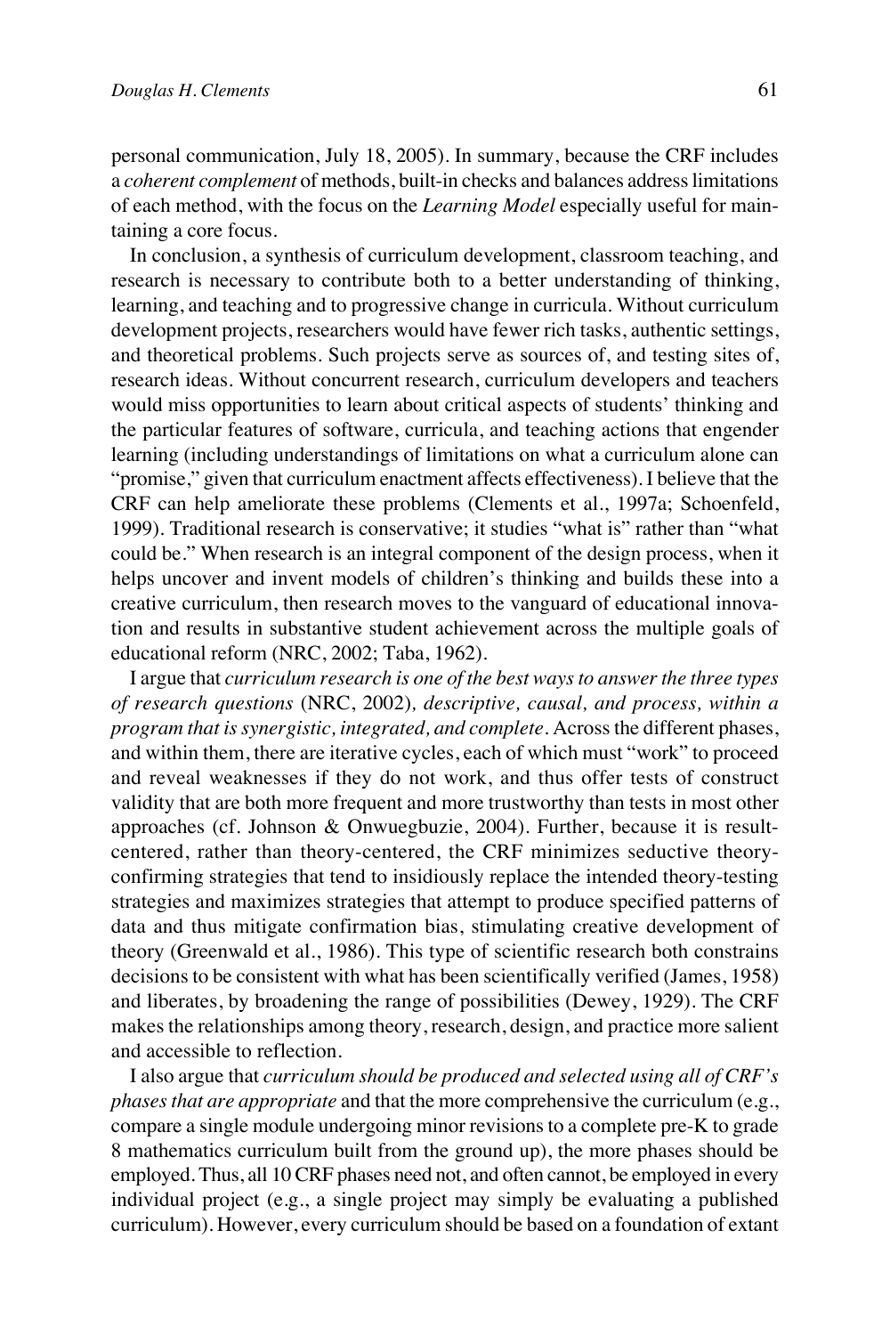personal communication, July 18, 2005). In summary, because the CRF includes a *coherent complement* of methods, built-in checks and balances address limitations of each method, with the focus on the *Learning Model* especially useful for maintaining a core focus.

In conclusion, a synthesis of curriculum development, classroom teaching, and research is necessary to contribute both to a better understanding of thinking, learning, and teaching and to progressive change in curricula. Without curriculum development projects, researchers would have fewer rich tasks, authentic settings, and theoretical problems. Such projects serve as sources of, and testing sites of, research ideas. Without concurrent research, curriculum developers and teachers would miss opportunities to learn about critical aspects of students' thinking and the particular features of software, curricula, and teaching actions that engender learning (including understandings of limitations on what a curriculum alone can "promise," given that curriculum enactment affects effectiveness). I believe that the CRF can help ameliorate these problems (Clements et al., 1997a; Schoenfeld, 1999). Traditional research is conservative; it studies "what is" rather than "what could be." When research is an integral component of the design process, when it helps uncover and invent models of children's thinking and builds these into a creative curriculum, then research moves to the vanguard of educational innovation and results in substantive student achievement across the multiple goals of educational reform (NRC, 2002; Taba, 1962).

I argue that *curriculum research is one of the best ways to answer the three types of research questions* (NRC, 2002)*, descriptive, causal, and process, within a program that is synergistic, integrated, and complete*. Across the different phases, and within them, there are iterative cycles, each of which must "work" to proceed and reveal weaknesses if they do not work, and thus offer tests of construct validity that are both more frequent and more trustworthy than tests in most other approaches (cf. Johnson & Onwuegbuzie, 2004). Further, because it is result-centered, rather than theory-centered, the CRF minimizes seductive theory-confirming strategies that tend to insidiously replace the intended theory-testing strategies and maximizes strategies that attempt to produce specified patterns of data and thus mitigate confirmation bias, stimulating creative development of theory (Greenwald et al., 1986). This type of scientific research both constrains decisions to be consistent with what has been scientifically verified (James, 1958) and liberates, by broadening the range of possibilities (Dewey, 1929). The CRF makes the relationships among theory, research, design, and practice more salient and accessible to reflection.

I also argue that *curriculum should be produced and selected using all of CRF's phases that are appropriate* and that the more comprehensive the curriculum (e.g., compare a single module undergoing minor revisions to a complete pre-K to grade 8 mathematics curriculum built from the ground up), the more phases should be employed. Thus, all 10 CRF phases need not, and often cannot, be employed in every individual project (e.g., a single project may simply be evaluating a published curriculum). However, every curriculum should be based on a foundation of extant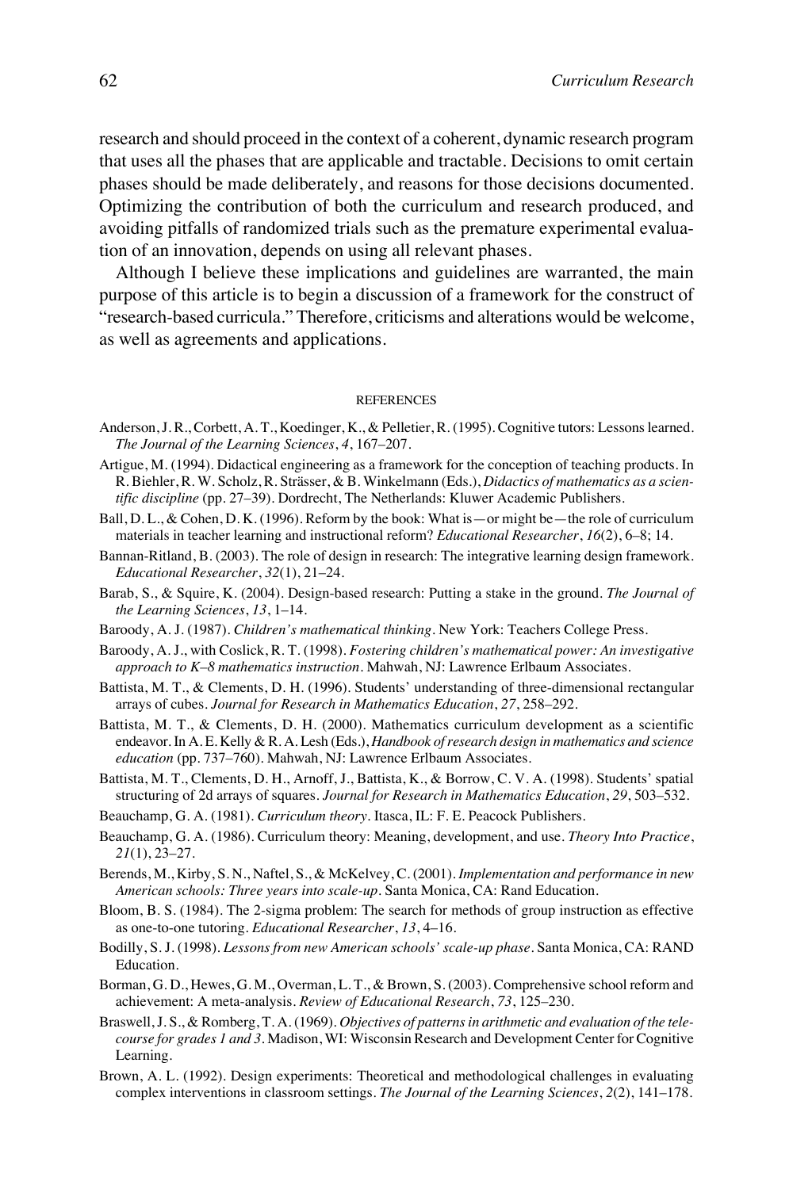research and should proceed in the context of a coherent, dynamic research program that uses all the phases that are applicable and tractable. Decisions to omit certain phases should be made deliberately, and reasons for those decisions documented. Optimizing the contribution of both the curriculum and research produced, and avoiding pitfalls of randomized trials such as the premature experimental evaluation of an innovation, depends on using all relevant phases.

Although I believe these implications and guidelines are warranted, the main purpose of this article is to begin a discussion of a framework for the construct of "research-based curricula." Therefore, criticisms and alterations would be welcome, as well as agreements and applications.

## REFERENCES

Anderson, J. R., Corbett, A. T., Koedinger, K., & Pelletier, R. (1995). Cognitive tutors: Lessons learned. *The Journal of the Learning Sciences*, *4*, 167–207.

Artigue, M. (1994). Didactical engineering as a framework for the conception of teaching products. In R. Biehler, R. W. Scholz, R. Strässer, & B. Winkelmann (Eds.), *Didactics of mathematics as a scientific discipline* (pp. 27–39). Dordrecht, The Netherlands: Kluwer Academic Publishers.

Ball, D. L., & Cohen, D. K. (1996). Reform by the book: What is—or might be—the role of curriculum materials in teacher learning and instructional reform? *Educational Researcher*, *16*(2), 6–8; 14.

Bannan-Ritland, B. (2003). The role of design in research: The integrative learning design framework. *Educational Researcher*, *32*(1), 21–24.

Barab, S., & Squire, K. (2004). Design-based research: Putting a stake in the ground. *The Journal of the Learning Sciences*, *13*, 1–14.

Baroody, A. J. (1987). *Children's mathematical thinking*. New York: Teachers College Press.

Baroody, A. J., with Coslick, R. T. (1998). *Fostering children's mathematical power: An investigative approach to K–8 mathematics instruction*. Mahwah, NJ: Lawrence Erlbaum Associates.

Battista, M. T., & Clements, D. H. (1996). Students' understanding of three-dimensional rectangular arrays of cubes. *Journal for Research in Mathematics Education*, *27*, 258–292.

Battista, M. T., & Clements, D. H. (2000). Mathematics curriculum development as a scientific endeavor. In A. E. Kelly & R. A. Lesh (Eds.), *Handbook of research design in mathematics and science education* (pp. 737–760). Mahwah, NJ: Lawrence Erlbaum Associates.

Battista, M. T., Clements, D. H., Arnoff, J., Battista, K., & Borrow, C. V. A. (1998). Students' spatial structuring of 2d arrays of squares. *Journal for Research in Mathematics Education*, *29*, 503–532.

Beauchamp, G. A. (1981). *Curriculum theory*. Itasca, IL: F. E. Peacock Publishers.

Beauchamp, G. A. (1986). Curriculum theory: Meaning, development, and use. *Theory Into Practice*, *21*(1), 23–27.

Berends, M., Kirby, S. N., Naftel, S., & McKelvey, C. (2001). *Implementation and performance in new American schools: Three years into scale-up*. Santa Monica, CA: Rand Education.

Bloom, B. S. (1984). The 2-sigma problem: The search for methods of group instruction as effective as one-to-one tutoring. *Educational Researcher*, *13*, 4–16.

Bodilly, S. J. (1998). *Lessons from new American schools' scale-up phase*. Santa Monica, CA: RAND Education.

Borman, G. D., Hewes, G. M., Overman, L. T., & Brown, S. (2003). Comprehensive school reform and achievement: A meta-analysis. *Review of Educational Research*, *73*, 125–230.

Braswell, J. S., & Romberg, T. A. (1969). *Objectives of patterns in arithmetic and evaluation of the telecourse for grades 1 and 3*. Madison, WI: Wisconsin Research and Development Center for Cognitive Learning.

Brown, A. L. (1992). Design experiments: Theoretical and methodological challenges in evaluating complex interventions in classroom settings. *The Journal of the Learning Sciences*, *2*(2), 141–178.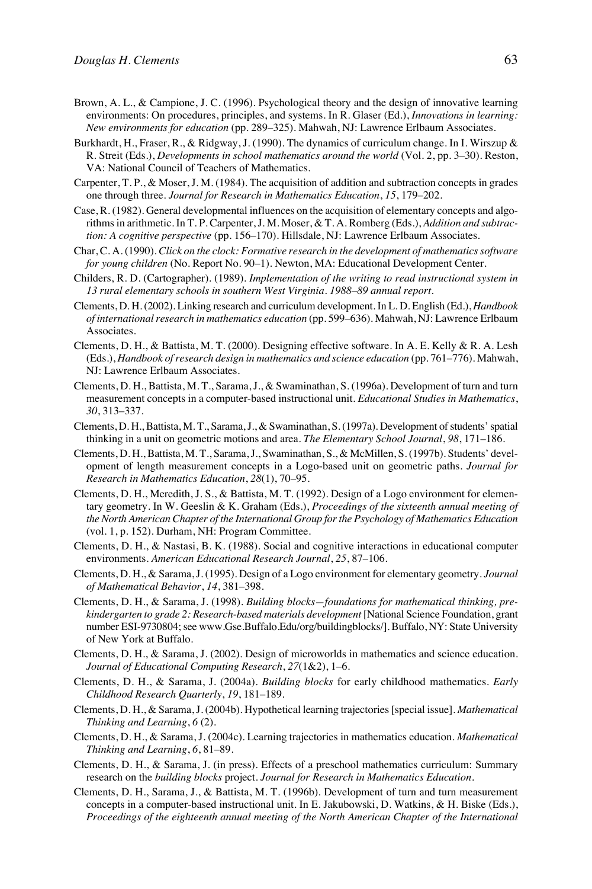Brown, A. L., & Campione, J. C. (1996). Psychological theory and the design of innovative learning environments: On procedures, principles, and systems. In R. Glaser (Ed.), *Innovations in learning: New environments for education* (pp. 289–325). Mahwah, NJ: Lawrence Erlbaum Associates.

Burkhardt, H., Fraser, R., & Ridgway, J. (1990). The dynamics of curriculum change. In I. Wirszup & R. Streit (Eds.), *Developments in school mathematics around the world* (Vol. 2, pp. 3–30). Reston, VA: National Council of Teachers of Mathematics.

Carpenter, T. P., & Moser, J. M. (1984). The acquisition of addition and subtraction concepts in grades one through three. *Journal for Research in Mathematics Education*, *15*, 179–202.

Case, R. (1982). General developmental influences on the acquisition of elementary concepts and algorithms in arithmetic. In T. P. Carpenter, J. M. Moser, & T. A. Romberg (Eds.), *Addition and subtraction: A cognitive perspective* (pp. 156–170). Hillsdale, NJ: Lawrence Erlbaum Associates.

Char, C. A. (1990). *Click on the clock: Formative research in the development of mathematics software for young children* (No. Report No. 90–1). Newton, MA: Educational Development Center.

Childers, R. D. (Cartographer). (1989). *Implementation of the writing to read instructional system in 13 rural elementary schools in southern West Virginia. 1988–89 annual report*.

Clements, D. H. (2002). Linking research and curriculum development. In L. D. English (Ed.), *Handbook of international research in mathematics education* (pp. 599–636). Mahwah, NJ: Lawrence Erlbaum Associates.

Clements, D. H., & Battista, M. T. (2000). Designing effective software. In A. E. Kelly & R. A. Lesh (Eds.), *Handbook of research design in mathematics and science education* (pp. 761–776). Mahwah, NJ: Lawrence Erlbaum Associates.

Clements, D. H., Battista, M. T., Sarama, J., & Swaminathan, S. (1996a). Development of turn and turn measurement concepts in a computer-based instructional unit. *Educational Studies in Mathematics*, *30*, 313–337.

Clements, D. H., Battista, M. T., Sarama, J., & Swaminathan, S. (1997a). Development of students' spatial thinking in a unit on geometric motions and area. *The Elementary School Journal*, *98*, 171–186.

Clements, D. H., Battista, M. T., Sarama, J., Swaminathan, S., & McMillen, S. (1997b). Students' development of length measurement concepts in a Logo-based unit on geometric paths. *Journal for Research in Mathematics Education*, *28*(1), 70–95.

Clements, D. H., Meredith, J. S., & Battista, M. T. (1992). Design of a Logo environment for elementary geometry. In W. Geeslin & K. Graham (Eds.), *Proceedings of the sixteenth annual meeting of the North American Chapter of the International Group for the Psychology of Mathematics Education* (vol. 1, p. 152). Durham, NH: Program Committee.

Clements, D. H., & Nastasi, B. K. (1988). Social and cognitive interactions in educational computer environments. *American Educational Research Journal*, *25*, 87–106.

Clements, D. H., & Sarama, J. (1995). Design of a Logo environment for elementary geometry. *Journal of Mathematical Behavior*, *14*, 381–398.

Clements, D. H., & Sarama, J. (1998). *Building blocks—foundations for mathematical thinking, pre-kindergarten to grade 2: Research-based materials development* [National Science Foundation, grant number ESI-9730804; see www.Gse.Buffalo.Edu/org/buildingblocks/]. Buffalo, NY: State University of New York at Buffalo.

Clements, D. H., & Sarama, J. (2002). Design of microworlds in mathematics and science education. *Journal of Educational Computing Research*, *27*(1&2), 1–6.

Clements, D. H., & Sarama, J. (2004a). *Building blocks* for early childhood mathematics. *Early Childhood Research Quarterly*, *19*, 181–189.

Clements, D. H., & Sarama, J. (2004b). Hypothetical learning trajectories [special issue]. *Mathematical Thinking and Learning*, *6* (2).

Clements, D. H., & Sarama, J. (2004c). Learning trajectories in mathematics education. *Mathematical Thinking and Learning*, *6*, 81–89.

Clements, D. H., & Sarama, J. (in press). Effects of a preschool mathematics curriculum: Summary research on the *building blocks* project. *Journal for Research in Mathematics Education*.

Clements, D. H., Sarama, J., & Battista, M. T. (1996b). Development of turn and turn measurement concepts in a computer-based instructional unit. In E. Jakubowski, D. Watkins, & H. Biske (Eds.), *Proceedings of the eighteenth annual meeting of the North American Chapter of the International*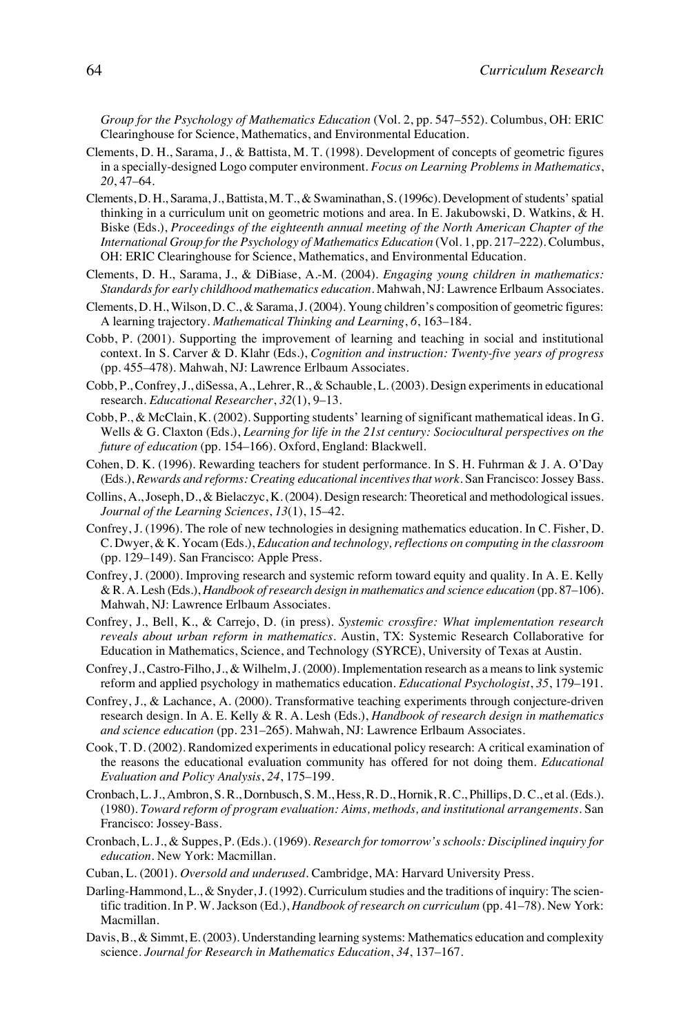*Group for the Psychology of Mathematics Education* (Vol. 2, pp. 547–552). Columbus, OH: ERIC Clearinghouse for Science, Mathematics, and Environmental Education.

Clements, D. H., Sarama, J., & Battista, M. T. (1998). Development of concepts of geometric figures in a specially-designed Logo computer environment. *Focus on Learning Problems in Mathematics*, *20*, 47–64.

Clements, D. H., Sarama, J., Battista, M. T., & Swaminathan, S. (1996c). Development of students' spatial thinking in a curriculum unit on geometric motions and area. In E. Jakubowski, D. Watkins, & H. Biske (Eds.), *Proceedings of the eighteenth annual meeting of the North American Chapter of the International Group for the Psychology of Mathematics Education* (Vol. 1, pp. 217–222). Columbus, OH: ERIC Clearinghouse for Science, Mathematics, and Environmental Education.

Clements, D. H., Sarama, J., & DiBiase, A.-M. (2004). *Engaging young children in mathematics: Standards for early childhood mathematics education*. Mahwah, NJ: Lawrence Erlbaum Associates.

Clements, D. H., Wilson, D. C., & Sarama, J. (2004). Young children's composition of geometric figures: A learning trajectory. *Mathematical Thinking and Learning*, *6*, 163–184.

Cobb, P. (2001). Supporting the improvement of learning and teaching in social and institutional context. In S. Carver & D. Klahr (Eds.), *Cognition and instruction: Twenty-five years of progress* (pp. 455–478). Mahwah, NJ: Lawrence Erlbaum Associates.

Cobb, P., Confrey, J., diSessa, A., Lehrer, R., & Schauble, L. (2003). Design experiments in educational research. *Educational Researcher*, *32*(1), 9–13.

Cobb, P., & McClain, K. (2002). Supporting students' learning of significant mathematical ideas. In G. Wells & G. Claxton (Eds.), *Learning for life in the 21st century: Sociocultural perspectives on the future of education* (pp. 154–166). Oxford, England: Blackwell.

Cohen, D. K. (1996). Rewarding teachers for student performance. In S. H. Fuhrman & J. A. O'Day (Eds.), *Rewards and reforms: Creating educational incentives that work*. San Francisco: Jossey Bass.

Collins, A., Joseph, D., & Bielaczyc, K. (2004). Design research: Theoretical and methodological issues. *Journal of the Learning Sciences*, *13*(1), 15–42.

Confrey, J. (1996). The role of new technologies in designing mathematics education. In C. Fisher, D. C. Dwyer, & K. Yocam (Eds.), *Education and technology, reflections on computing in the classroom* (pp. 129–149). San Francisco: Apple Press.

Confrey, J. (2000). Improving research and systemic reform toward equity and quality. In A. E. Kelly & R. A. Lesh (Eds.), *Handbook of research design in mathematics and science education* (pp. 87–106). Mahwah, NJ: Lawrence Erlbaum Associates.

Confrey, J., Bell, K., & Carrejo, D. (in press). *Systemic crossfire: What implementation research reveals about urban reform in mathematics*. Austin, TX: Systemic Research Collaborative for Education in Mathematics, Science, and Technology (SYRCE), University of Texas at Austin.

Confrey, J., Castro-Filho, J., & Wilhelm, J. (2000). Implementation research as a means to link systemic reform and applied psychology in mathematics education. *Educational Psychologist*, *35*, 179–191.

Confrey, J., & Lachance, A. (2000). Transformative teaching experiments through conjecture-driven research design. In A. E. Kelly & R. A. Lesh (Eds.), *Handbook of research design in mathematics and science education* (pp. 231–265). Mahwah, NJ: Lawrence Erlbaum Associates.

Cook, T. D. (2002). Randomized experiments in educational policy research: A critical examination of the reasons the educational evaluation community has offered for not doing them. *Educational Evaluation and Policy Analysis*, *24*, 175–199.

Cronbach, L. J., Ambron, S. R., Dornbusch, S. M., Hess, R. D., Hornik, R. C., Phillips, D. C., et al. (Eds.). (1980). *Toward reform of program evaluation: Aims, methods, and institutional arrangements*. San Francisco: Jossey-Bass.

Cronbach, L. J., & Suppes, P. (Eds.). (1969). *Research for tomorrow's schools: Disciplined inquiry for education*. New York: Macmillan.

Cuban, L. (2001). *Oversold and underused*. Cambridge, MA: Harvard University Press.

Darling-Hammond, L., & Snyder, J. (1992). Curriculum studies and the traditions of inquiry: The scientific tradition. In P. W. Jackson (Ed.), *Handbook of research on curriculum* (pp. 41–78). New York: Macmillan.

Davis, B., & Simmt, E. (2003). Understanding learning systems: Mathematics education and complexity science. *Journal for Research in Mathematics Education*, *34*, 137–167.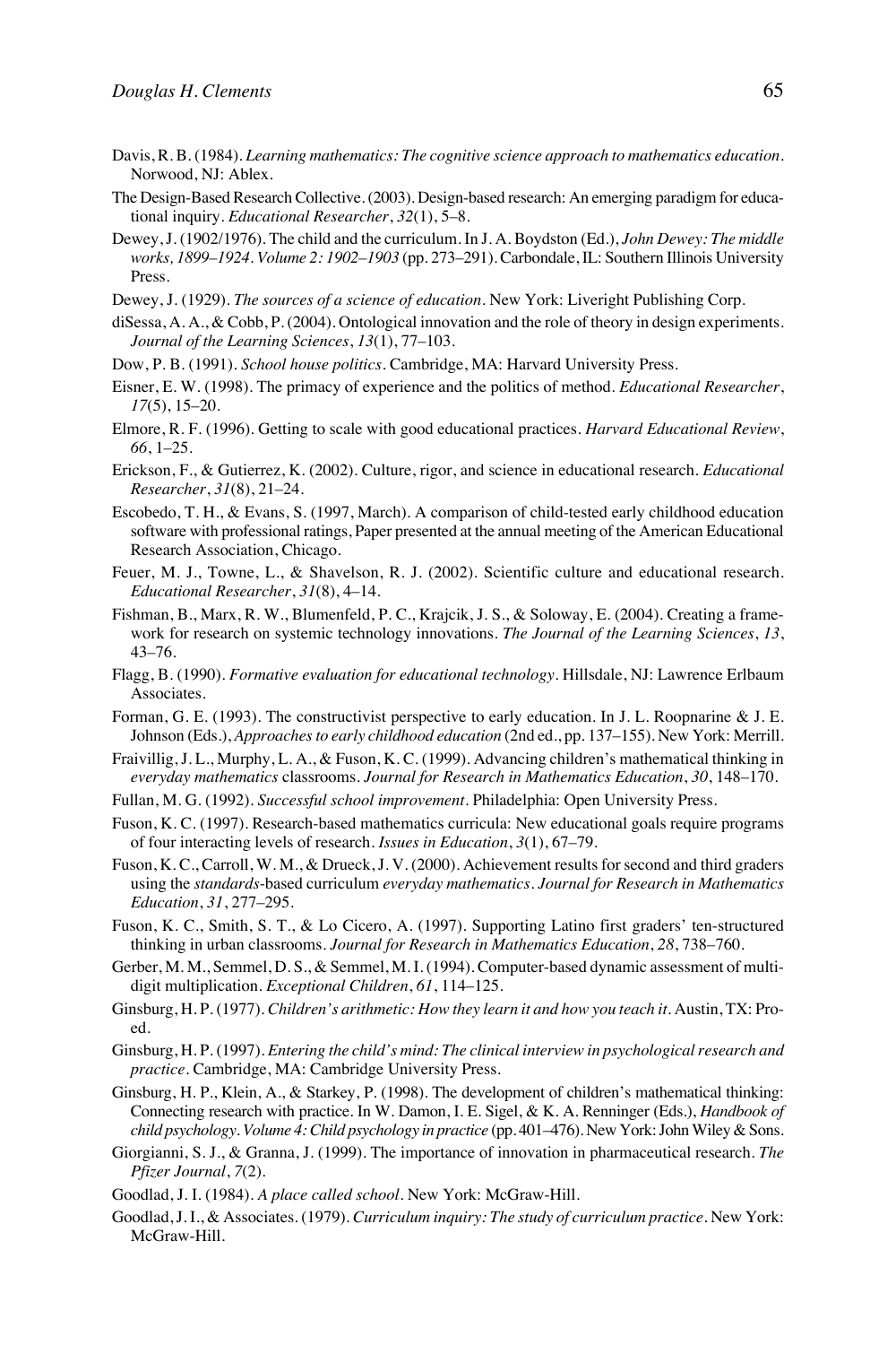Davis, R. B. (1984). *Learning mathematics: The cognitive science approach to mathematics education*. Norwood, NJ: Ablex.

The Design-Based Research Collective. (2003). Design-based research: An emerging paradigm for educational inquiry. *Educational Researcher*, *32*(1), 5–8.

Dewey, J. (1902/1976). The child and the curriculum. In J. A. Boydston (Ed.), *John Dewey: The middle works, 1899–1924. Volume 2: 1902–1903* (pp. 273–291). Carbondale, IL: Southern Illinois University Press.

Dewey, J. (1929). *The sources of a science of education*. New York: Liveright Publishing Corp.

diSessa, A. A., & Cobb, P. (2004). Ontological innovation and the role of theory in design experiments. *Journal of the Learning Sciences*, *13*(1), 77–103.

Dow, P. B. (1991). *School house politics*. Cambridge, MA: Harvard University Press.

Eisner, E. W. (1998). The primacy of experience and the politics of method. *Educational Researcher*, *17*(5), 15–20.

Elmore, R. F. (1996). Getting to scale with good educational practices. *Harvard Educational Review*, *66*, 1–25.

Erickson, F., & Gutierrez, K. (2002). Culture, rigor, and science in educational research. *Educational Researcher*, *31*(8), 21–24.

Escobedo, T. H., & Evans, S. (1997, March). A comparison of child-tested early childhood education software with professional ratings, Paper presented at the annual meeting of the American Educational Research Association, Chicago.

Feuer, M. J., Towne, L., & Shavelson, R. J. (2002). Scientific culture and educational research. *Educational Researcher*, *31*(8), 4–14.

Fishman, B., Marx, R. W., Blumenfeld, P. C., Krajcik, J. S., & Soloway, E. (2004). Creating a framework for research on systemic technology innovations. *The Journal of the Learning Sciences*, *13*, 43–76.

Flagg, B. (1990). *Formative evaluation for educational technology*. Hillsdale, NJ: Lawrence Erlbaum Associates.

Forman, G. E. (1993). The constructivist perspective to early education. In J. L. Roopnarine & J. E. Johnson (Eds.), *Approaches to early childhood education* (2nd ed., pp. 137–155). New York: Merrill.

Fraivillig, J. L., Murphy, L. A., & Fuson, K. C. (1999). Advancing children's mathematical thinking in *everyday mathematics* classrooms. *Journal for Research in Mathematics Education*, *30*, 148–170.

Fullan, M. G. (1992). *Successful school improvement*. Philadelphia: Open University Press.

Fuson, K. C. (1997). Research-based mathematics curricula: New educational goals require programs of four interacting levels of research. *Issues in Education*, *3*(1), 67–79.

Fuson, K. C., Carroll, W. M., & Drueck, J. V. (2000). Achievement results for second and third graders using the *standards*-based curriculum *everyday mathematics*. *Journal for Research in Mathematics Education*, *31*, 277–295.

Fuson, K. C., Smith, S. T., & Lo Cicero, A. (1997). Supporting Latino first graders' ten-structured thinking in urban classrooms. *Journal for Research in Mathematics Education*, *28*, 738–760.

Gerber, M. M., Semmel, D. S., & Semmel, M. I. (1994). Computer-based dynamic assessment of multidigit multiplication. *Exceptional Children*, *61*, 114–125.

Ginsburg, H. P. (1977). *Children's arithmetic: How they learn it and how you teach it*. Austin, TX: Pro-ed.

Ginsburg, H. P. (1997). *Entering the child's mind: The clinical interview in psychological research and practice*. Cambridge, MA: Cambridge University Press.

Ginsburg, H. P., Klein, A., & Starkey, P. (1998). The development of children's mathematical thinking: Connecting research with practice. In W. Damon, I. E. Sigel, & K. A. Renninger (Eds.), *Handbook of child psychology. Volume 4: Child psychology in practice* (pp. 401–476). New York: John Wiley & Sons.

Giorgianni, S. J., & Granna, J. (1999). The importance of innovation in pharmaceutical research. *The Pfizer Journal*, *7*(2).

Goodlad, J. I. (1984). *A place called school*. New York: McGraw-Hill.

Goodlad, J. I., & Associates. (1979). *Curriculum inquiry: The study of curriculum practice*. New York: McGraw-Hill.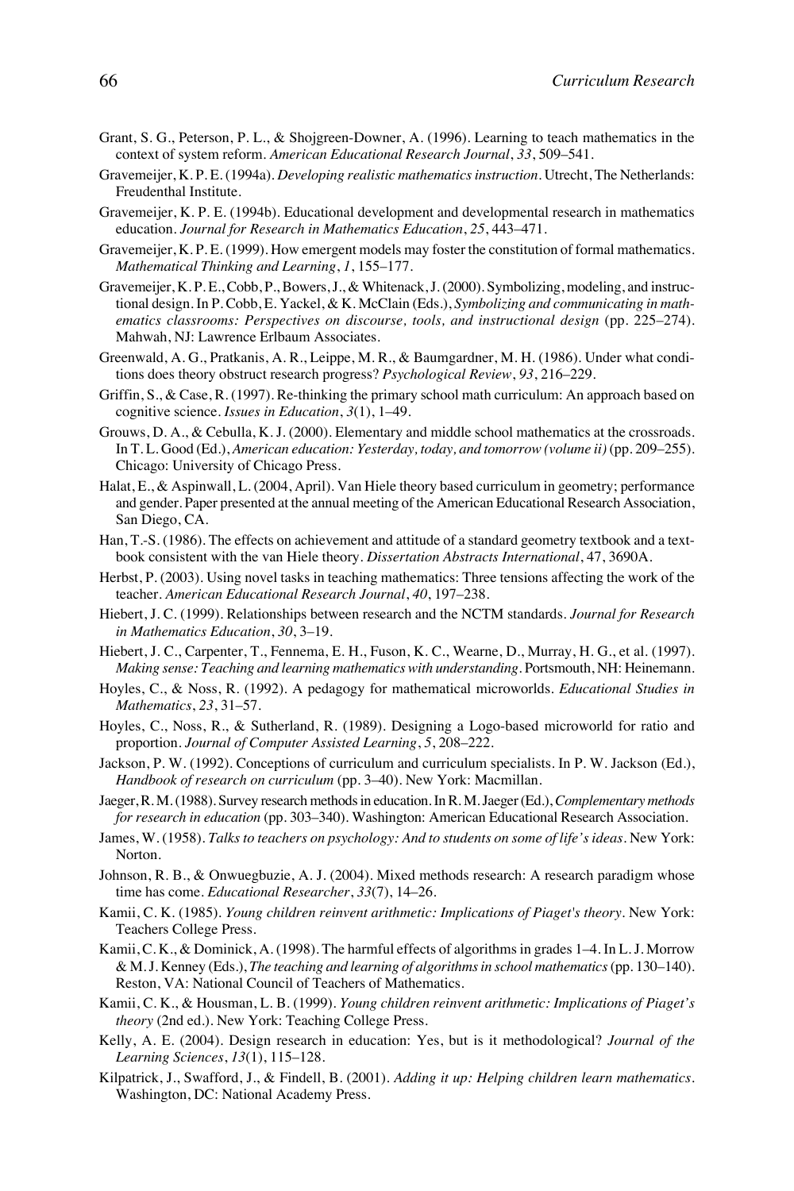Grant, S. G., Peterson, P. L., & Shojgreen-Downer, A. (1996). Learning to teach mathematics in the context of system reform. *American Educational Research Journal*, *33*, 509–541.

Gravemeijer, K. P. E. (1994a). *Developing realistic mathematics instruction*. Utrecht, The Netherlands: Freudenthal Institute.

Gravemeijer, K. P. E. (1994b). Educational development and developmental research in mathematics education. *Journal for Research in Mathematics Education*, *25*, 443–471.

Gravemeijer, K. P. E. (1999). How emergent models may foster the constitution of formal mathematics. *Mathematical Thinking and Learning*, *1*, 155–177.

Gravemeijer, K. P. E., Cobb, P., Bowers, J., & Whitenack, J. (2000). Symbolizing, modeling, and instructional design. In P. Cobb, E. Yackel, & K. McClain (Eds.), *Symbolizing and communicating in mathematics classrooms: Perspectives on discourse, tools, and instructional design* (pp. 225–274). Mahwah, NJ: Lawrence Erlbaum Associates.

Greenwald, A. G., Pratkanis, A. R., Leippe, M. R., & Baumgardner, M. H. (1986). Under what conditions does theory obstruct research progress? *Psychological Review*, *93*, 216–229.

Griffin, S., & Case, R. (1997). Re-thinking the primary school math curriculum: An approach based on cognitive science. *Issues in Education*, *3*(1), 1–49.

Grouws, D. A., & Cebulla, K. J. (2000). Elementary and middle school mathematics at the crossroads. In T. L. Good (Ed.), *American education: Yesterday, today, and tomorrow (volume ii)* (pp. 209–255). Chicago: University of Chicago Press.

Halat, E., & Aspinwall, L. (2004, April). Van Hiele theory based curriculum in geometry; performance and gender. Paper presented at the annual meeting of the American Educational Research Association, San Diego, CA.

Han, T.-S. (1986). The effects on achievement and attitude of a standard geometry textbook and a textbook consistent with the van Hiele theory. *Dissertation Abstracts International*, 47, 3690A.

Herbst, P. (2003). Using novel tasks in teaching mathematics: Three tensions affecting the work of the teacher. *American Educational Research Journal*, *40*, 197–238.

Hiebert, J. C. (1999). Relationships between research and the NCTM standards. *Journal for Research in Mathematics Education*, *30*, 3–19.

Hiebert, J. C., Carpenter, T., Fennema, E. H., Fuson, K. C., Wearne, D., Murray, H. G., et al. (1997). *Making sense: Teaching and learning mathematics with understanding*. Portsmouth, NH: Heinemann.

Hoyles, C., & Noss, R. (1992). A pedagogy for mathematical microworlds. *Educational Studies in Mathematics*, *23*, 31–57.

Hoyles, C., Noss, R., & Sutherland, R. (1989). Designing a Logo-based microworld for ratio and proportion. *Journal of Computer Assisted Learning*, *5*, 208–222.

Jackson, P. W. (1992). Conceptions of curriculum and curriculum specialists. In P. W. Jackson (Ed.), *Handbook of research on curriculum* (pp. 3–40). New York: Macmillan.

Jaeger, R. M. (1988). Survey research methods in education. In R. M. Jaeger (Ed.), *Complementary methods for research in education* (pp. 303–340). Washington: American Educational Research Association.

James, W. (1958). *Talks to teachers on psychology: And to students on some of life's ideas*. New York: Norton.

Johnson, R. B., & Onwuegbuzie, A. J. (2004). Mixed methods research: A research paradigm whose time has come. *Educational Researcher*, *33*(7), 14–26.

Kamii, C. K. (1985). *Young children reinvent arithmetic: Implications of Piaget's theory*. New York: Teachers College Press.

Kamii, C. K., & Dominick, A. (1998). The harmful effects of algorithms in grades 1–4. In L. J. Morrow & M. J. Kenney (Eds.), *The teaching and learning of algorithms in school mathematics* (pp. 130–140). Reston, VA: National Council of Teachers of Mathematics.

Kamii, C. K., & Housman, L. B. (1999). *Young children reinvent arithmetic: Implications of Piaget's theory* (2nd ed.). New York: Teaching College Press.

Kelly, A. E. (2004). Design research in education: Yes, but is it methodological? *Journal of the Learning Sciences*, *13*(1), 115–128.

Kilpatrick, J., Swafford, J., & Findell, B. (2001). *Adding it up: Helping children learn mathematics*. Washington, DC: National Academy Press.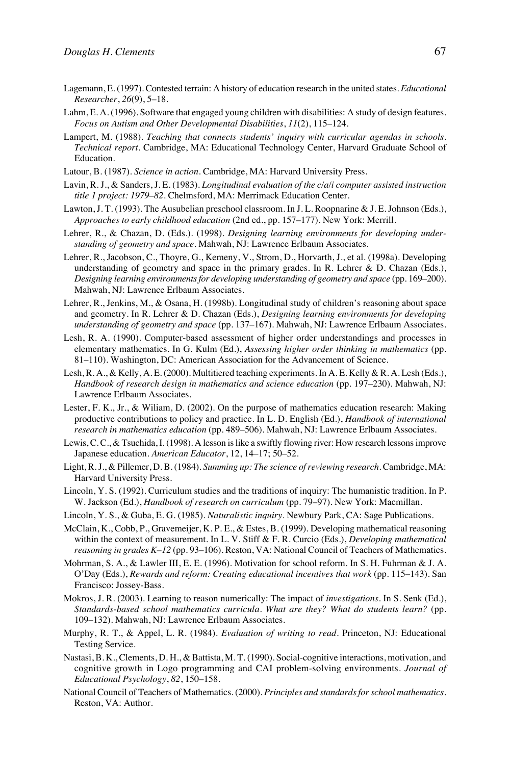Lagemann, E. (1997). Contested terrain: A history of education research in the united states. *Educational Researcher*, *26*(9), 5–18.

Lahm, E. A. (1996). Software that engaged young children with disabilities: A study of design features. *Focus on Autism and Other Developmental Disabilities*, *11*(2), 115–124.

Lampert, M. (1988). *Teaching that connects students' inquiry with curricular agendas in schools. Technical report*. Cambridge, MA: Educational Technology Center, Harvard Graduate School of Education.

Latour, B. (1987). *Science in action*. Cambridge, MA: Harvard University Press.

Lavin, R. J., & Sanders, J. E. (1983). *Longitudinal evaluation of the c/a/i computer assisted instruction title 1 project: 1979–82*. Chelmsford, MA: Merrimack Education Center.

Lawton, J. T. (1993). The Ausubelian preschool classroom. In J. L. Roopnarine & J. E. Johnson (Eds.), *Approaches to early childhood education* (2nd ed., pp. 157–177). New York: Merrill.

Lehrer, R., & Chazan, D. (Eds.). (1998). *Designing learning environments for developing understanding of geometry and space*. Mahwah, NJ: Lawrence Erlbaum Associates.

Lehrer, R., Jacobson, C., Thoyre, G., Kemeny, V., Strom, D., Horvarth, J., et al. (1998a). Developing understanding of geometry and space in the primary grades. In R. Lehrer & D. Chazan (Eds.), *Designing learning environments for developing understanding of geometry and space* (pp. 169–200). Mahwah, NJ: Lawrence Erlbaum Associates.

Lehrer, R., Jenkins, M., & Osana, H. (1998b). Longitudinal study of children's reasoning about space and geometry. In R. Lehrer & D. Chazan (Eds.), *Designing learning environments for developing understanding of geometry and space* (pp. 137–167). Mahwah, NJ: Lawrence Erlbaum Associates.

Lesh, R. A. (1990). Computer-based assessment of higher order understandings and processes in elementary mathematics. In G. Kulm (Ed.), *Assessing higher order thinking in mathematics* (pp. 81–110). Washington, DC: American Association for the Advancement of Science.

Lesh, R. A., & Kelly, A. E. (2000). Multitiered teaching experiments. In A. E. Kelly & R. A. Lesh (Eds.), *Handbook of research design in mathematics and science education* (pp. 197–230). Mahwah, NJ: Lawrence Erlbaum Associates.

Lester, F. K., Jr., & Wiliam, D. (2002). On the purpose of mathematics education research: Making productive contributions to policy and practice. In L. D. English (Ed.), *Handbook of international research in mathematics education* (pp. 489–506). Mahwah, NJ: Lawrence Erlbaum Associates.

Lewis, C. C., & Tsuchida, I. (1998). A lesson is like a swiftly flowing river: How research lessons improve Japanese education. *American Educator*, 12, 14–17; 50–52.

Light, R. J., & Pillemer, D. B. (1984). *Summing up: The science of reviewing research*. Cambridge, MA: Harvard University Press.

Lincoln, Y. S. (1992). Curriculum studies and the traditions of inquiry: The humanistic tradition. In P. W. Jackson (Ed.), *Handbook of research on curriculum* (pp. 79–97). New York: Macmillan.

Lincoln, Y. S., & Guba, E. G. (1985). *Naturalistic inquiry*. Newbury Park, CA: Sage Publications.

McClain, K., Cobb, P., Gravemeijer, K. P. E., & Estes, B. (1999). Developing mathematical reasoning within the context of measurement. In L. V. Stiff & F. R. Curcio (Eds.), *Developing mathematical reasoning in grades K–12* (pp. 93–106). Reston, VA: National Council of Teachers of Mathematics.

Mohrman, S. A., & Lawler III, E. E. (1996). Motivation for school reform. In S. H. Fuhrman & J. A. O'Day (Eds.), *Rewards and reform: Creating educational incentives that work* (pp. 115–143). San Francisco: Jossey-Bass.

Mokros, J. R. (2003). Learning to reason numerically: The impact of *investigations*. In S. Senk (Ed.), *Standards-based school mathematics curricula. What are they? What do students learn?* (pp. 109–132). Mahwah, NJ: Lawrence Erlbaum Associates.

Murphy, R. T., & Appel, L. R. (1984). *Evaluation of writing to read*. Princeton, NJ: Educational Testing Service.

Nastasi, B. K., Clements, D. H., & Battista, M. T. (1990). Social-cognitive interactions, motivation, and cognitive growth in Logo programming and CAI problem-solving environments. *Journal of Educational Psychology*, *82*, 150–158.

National Council of Teachers of Mathematics. (2000). *Principles and standards for school mathematics*. Reston, VA: Author.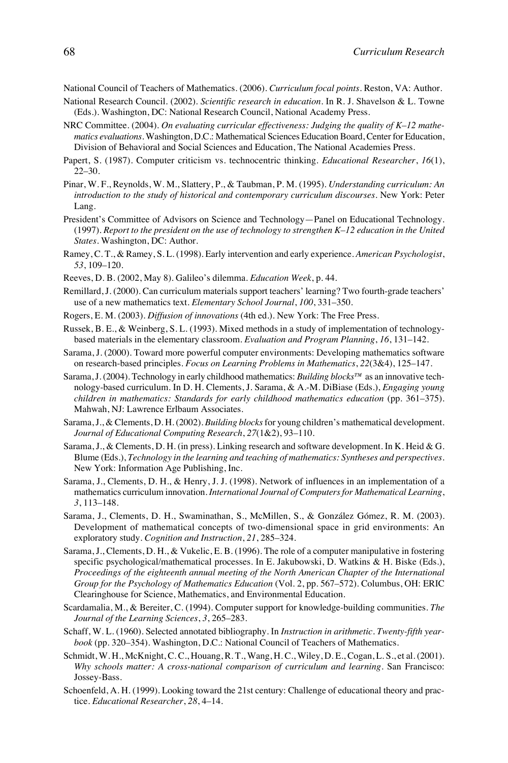National Council of Teachers of Mathematics. (2006). *Curriculum focal points*. Reston, VA: Author.

National Research Council. (2002). *Scientific research in education*. In R. J. Shavelson & L. Towne (Eds.). Washington, DC: National Research Council, National Academy Press.

NRC Committee. (2004). *On evaluating curricular effectiveness: Judging the quality of K–12 mathematics evaluations*. Washington, D.C.: Mathematical Sciences Education Board, Center for Education, Division of Behavioral and Social Sciences and Education, The National Academies Press.

Papert, S. (1987). Computer criticism vs. technocentric thinking. *Educational Researcher*, *16*(1), 22–30.

Pinar, W. F., Reynolds, W. M., Slattery, P., & Taubman, P. M. (1995). *Understanding curriculum: An introduction to the study of historical and contemporary curriculum discourses*. New York: Peter Lang.

President's Committee of Advisors on Science and Technology—Panel on Educational Technology. (1997). *Report to the president on the use of technology to strengthen K–12 education in the United States*. Washington, DC: Author.

Ramey, C. T., & Ramey, S. L. (1998). Early intervention and early experience. *American Psychologist*, *53*, 109–120.

Reeves, D. B. (2002, May 8). Galileo's dilemma. *Education Week*, p. 44.

Remillard, J. (2000). Can curriculum materials support teachers' learning? Two fourth-grade teachers' use of a new mathematics text. *Elementary School Journal*, *100*, 331–350.

Rogers, E. M. (2003). *Diffusion of innovations* (4th ed.). New York: The Free Press.

Russek, B. E., & Weinberg, S. L. (1993). Mixed methods in a study of implementation of technology-based materials in the elementary classroom. *Evaluation and Program Planning*, *16*, 131–142.

Sarama, J. (2000). Toward more powerful computer environments: Developing mathematics software on research-based principles. *Focus on Learning Problems in Mathematics*, *22*(3&4), 125–147.

Sarama, J. (2004). Technology in early childhood mathematics: *Building blocks™* as an innovative technology-based curriculum. In D. H. Clements, J. Sarama, & A.-M. DiBiase (Eds.), *Engaging young children in mathematics: Standards for early childhood mathematics education* (pp. 361–375). Mahwah, NJ: Lawrence Erlbaum Associates.

Sarama, J., & Clements, D. H. (2002). *Building blocks* for young children's mathematical development. *Journal of Educational Computing Research*, *27*(1&2), 93–110.

Sarama, J., & Clements, D. H. (in press). Linking research and software development. In K. Heid & G. Blume (Eds.), *Technology in the learning and teaching of mathematics: Syntheses and perspectives*. New York: Information Age Publishing, Inc.

Sarama, J., Clements, D. H., & Henry, J. J. (1998). Network of influences in an implementation of a mathematics curriculum innovation. *International Journal of Computers for Mathematical Learning*, *3*, 113–148.

Sarama, J., Clements, D. H., Swaminathan, S., McMillen, S., & González Gómez, R. M. (2003). Development of mathematical concepts of two-dimensional space in grid environments: An exploratory study. *Cognition and Instruction*, *21*, 285–324.

Sarama, J., Clements, D. H., & Vukelic, E. B. (1996). The role of a computer manipulative in fostering specific psychological/mathematical processes. In E. Jakubowski, D. Watkins & H. Biske (Eds.), *Proceedings of the eighteenth annual meeting of the North American Chapter of the International Group for the Psychology of Mathematics Education* (Vol. 2, pp. 567–572). Columbus, OH: ERIC Clearinghouse for Science, Mathematics, and Environmental Education.

Scardamalia, M., & Bereiter, C. (1994). Computer support for knowledge-building communities. *The Journal of the Learning Sciences*, *3*, 265–283.

Schaff, W. L. (1960). Selected annotated bibliography. In *Instruction in arithmetic. Twenty-fifth yearbook* (pp. 320–354). Washington, D.C.: National Council of Teachers of Mathematics.

Schmidt, W. H., McKnight, C. C., Houang, R. T., Wang, H. C., Wiley, D. E., Cogan, L. S., et al. (2001). *Why schools matter: A cross-national comparison of curriculum and learning*. San Francisco: Jossey-Bass.

Schoenfeld, A. H. (1999). Looking toward the 21st century: Challenge of educational theory and practice. *Educational Researcher*, *28*, 4–14.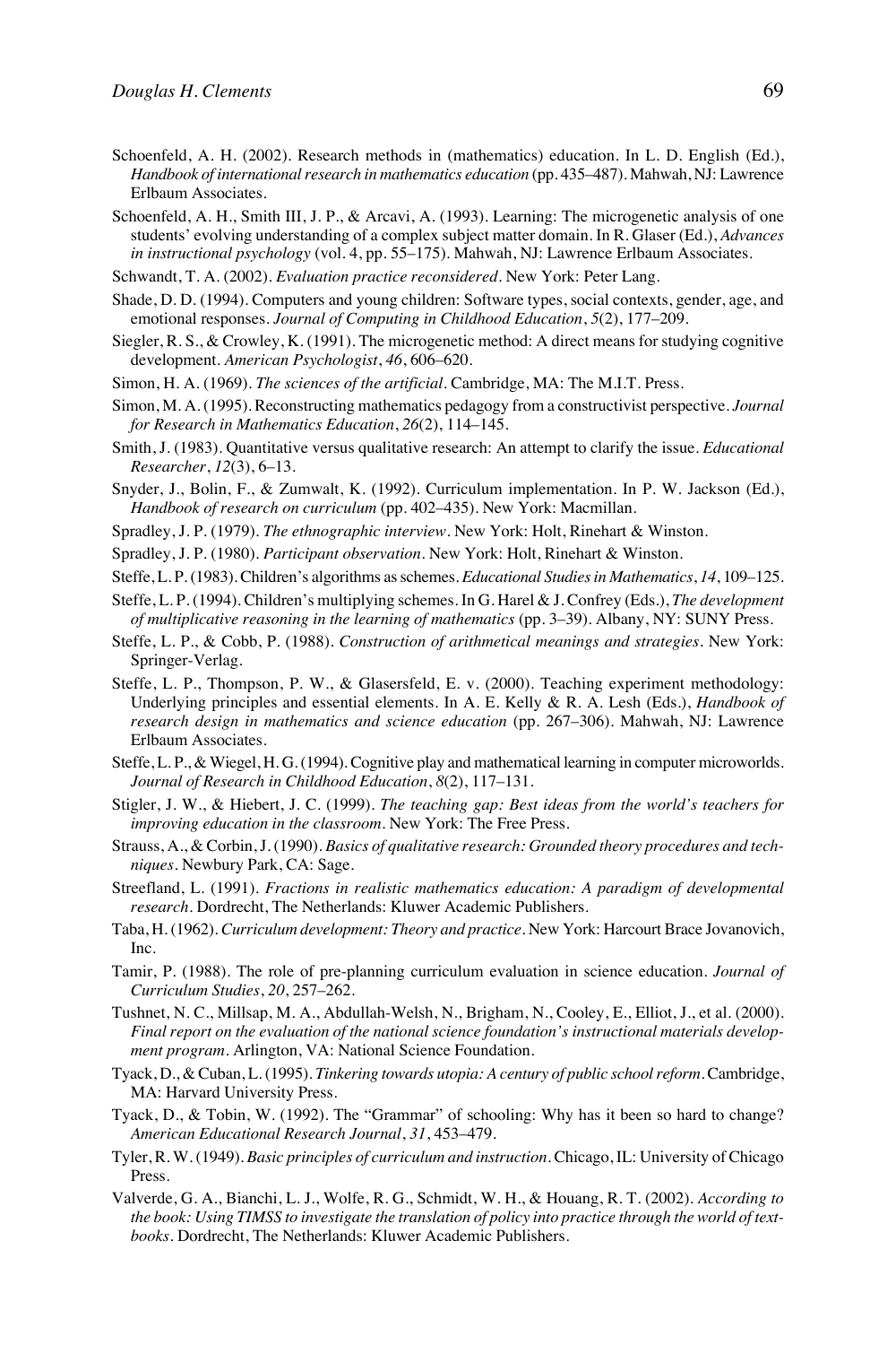Schoenfeld, A. H. (2002). Research methods in (mathematics) education. In L. D. English (Ed.), *Handbook of international research in mathematics education* (pp. 435–487). Mahwah, NJ: Lawrence Erlbaum Associates.

Schoenfeld, A. H., Smith III, J. P., & Arcavi, A. (1993). Learning: The microgenetic analysis of one students' evolving understanding of a complex subject matter domain. In R. Glaser (Ed.), *Advances in instructional psychology* (vol. 4, pp. 55–175). Mahwah, NJ: Lawrence Erlbaum Associates.

Schwandt, T. A. (2002). *Evaluation practice reconsidered*. New York: Peter Lang.

Shade, D. D. (1994). Computers and young children: Software types, social contexts, gender, age, and emotional responses. *Journal of Computing in Childhood Education*, *5*(2), 177–209.

Siegler, R. S., & Crowley, K. (1991). The microgenetic method: A direct means for studying cognitive development. *American Psychologist*, *46*, 606–620.

Simon, H. A. (1969). *The sciences of the artificial*. Cambridge, MA: The M.I.T. Press.

Simon, M. A. (1995). Reconstructing mathematics pedagogy from a constructivist perspective. *Journal for Research in Mathematics Education*, *26*(2), 114–145.

Smith, J. (1983). Quantitative versus qualitative research: An attempt to clarify the issue. *Educational Researcher*, *12*(3), 6–13.

Snyder, J., Bolin, F., & Zumwalt, K. (1992). Curriculum implementation. In P. W. Jackson (Ed.), *Handbook of research on curriculum* (pp. 402–435). New York: Macmillan.

Spradley, J. P. (1979). *The ethnographic interview*. New York: Holt, Rinehart & Winston.

Spradley, J. P. (1980). *Participant observation*. New York: Holt, Rinehart & Winston.

Steffe, L. P. (1983). Children's algorithms as schemes. *Educational Studies in Mathematics*, *14*, 109–125.

Steffe, L. P. (1994). Children's multiplying schemes. In G. Harel & J. Confrey (Eds.), *The development of multiplicative reasoning in the learning of mathematics* (pp. 3–39). Albany, NY: SUNY Press.

Steffe, L. P., & Cobb, P. (1988). *Construction of arithmetical meanings and strategies*. New York: Springer-Verlag.

Steffe, L. P., Thompson, P. W., & Glasersfeld, E. v. (2000). Teaching experiment methodology: Underlying principles and essential elements. In A. E. Kelly & R. A. Lesh (Eds.), *Handbook of research design in mathematics and science education* (pp. 267–306). Mahwah, NJ: Lawrence Erlbaum Associates.

Steffe, L. P., & Wiegel, H. G. (1994). Cognitive play and mathematical learning in computer microworlds. *Journal of Research in Childhood Education*, *8*(2), 117–131.

Stigler, J. W., & Hiebert, J. C. (1999). *The teaching gap: Best ideas from the world's teachers for improving education in the classroom*. New York: The Free Press.

Strauss, A., & Corbin, J. (1990). *Basics of qualitative research: Grounded theory procedures and techniques*. Newbury Park, CA: Sage.

Streefland, L. (1991). *Fractions in realistic mathematics education: A paradigm of developmental research*. Dordrecht, The Netherlands: Kluwer Academic Publishers.

Taba, H. (1962). *Curriculum development: Theory and practice*. New York: Harcourt Brace Jovanovich, Inc.

Tamir, P. (1988). The role of pre-planning curriculum evaluation in science education. *Journal of Curriculum Studies*, *20*, 257–262.

Tushnet, N. C., Millsap, M. A., Abdullah-Welsh, N., Brigham, N., Cooley, E., Elliot, J., et al. (2000). *Final report on the evaluation of the national science foundation's instructional materials development program*. Arlington, VA: National Science Foundation.

Tyack, D., & Cuban, L. (1995). *Tinkering towards utopia: A century of public school reform*. Cambridge, MA: Harvard University Press.

Tyack, D., & Tobin, W. (1992). The "Grammar" of schooling: Why has it been so hard to change? *American Educational Research Journal*, *31*, 453–479.

Tyler, R. W. (1949). *Basic principles of curriculum and instruction*. Chicago, IL: University of Chicago Press.

Valverde, G. A., Bianchi, L. J., Wolfe, R. G., Schmidt, W. H., & Houang, R. T. (2002). *According to the book: Using TIMSS to investigate the translation of policy into practice through the world of textbooks*. Dordrecht, The Netherlands: Kluwer Academic Publishers.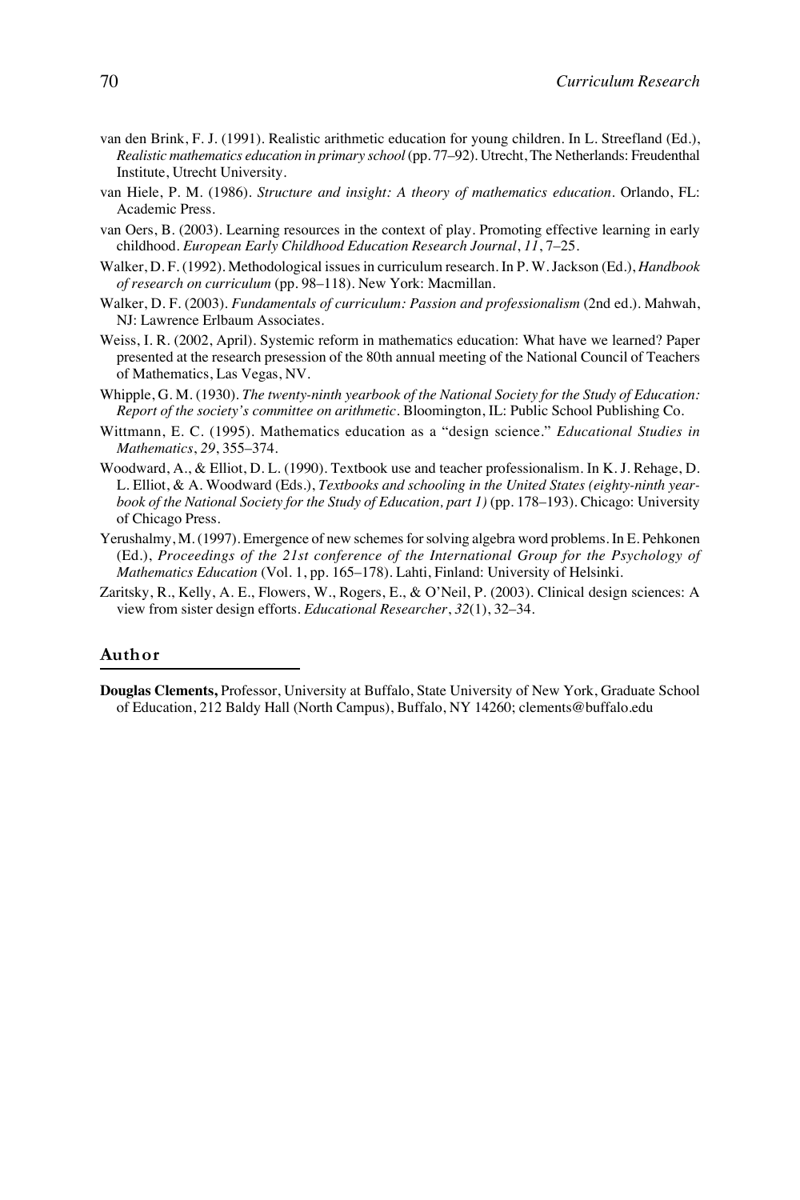van den Brink, F. J. (1991). Realistic arithmetic education for young children. In L. Streefland (Ed.), *Realistic mathematics education in primary school* (pp. 77–92). Utrecht, The Netherlands: Freudenthal Institute, Utrecht University.

van Hiele, P. M. (1986). *Structure and insight: A theory of mathematics education*. Orlando, FL: Academic Press.

van Oers, B. (2003). Learning resources in the context of play. Promoting effective learning in early childhood. *European Early Childhood Education Research Journal*, *11*, 7–25.

Walker, D. F. (1992). Methodological issues in curriculum research. In P. W. Jackson (Ed.), *Handbook of research on curriculum* (pp. 98–118). New York: Macmillan.

Walker, D. F. (2003). *Fundamentals of curriculum: Passion and professionalism* (2nd ed.). Mahwah, NJ: Lawrence Erlbaum Associates.

Weiss, I. R. (2002, April). Systemic reform in mathematics education: What have we learned? Paper presented at the research presession of the 80th annual meeting of the National Council of Teachers of Mathematics, Las Vegas, NV.

Whipple, G. M. (1930). *The twenty-ninth yearbook of the National Society for the Study of Education: Report of the society's committee on arithmetic*. Bloomington, IL: Public School Publishing Co.

Wittmann, E. C. (1995). Mathematics education as a "design science." *Educational Studies in Mathematics*, *29*, 355–374.

Woodward, A., & Elliot, D. L. (1990). Textbook use and teacher professionalism. In K. J. Rehage, D. L. Elliott, & A. Woodward (Eds.), *Textbooks and schooling in the United States (eighty-ninth yearbook of the National Society for the Study of Education, part 1)* (pp. 178–193). Chicago: University of Chicago Press.

Yerushalmy, M. (1997). Emergence of new schemes for solving algebra word problems. In E. Pehkonen (Ed.), *Proceedings of the 21st conference of the International Group for the Psychology of Mathematics Education* (Vol. 1, pp. 165–178). Lahti, Finland: University of Helsinki.

Zaritsky, R., Kelly, A. E., Flowers, W., Rogers, E., & O'Neil, P. (2003). Clinical design sciences: A view from sister design efforts. *Educational Researcher*, *32*(1), 32–34.

## Author

**Douglas Clements,** Professor, University at Buffalo, State University of New York, Graduate School of Education, 212 Baldy Hall (North Campus), Buffalo, NY 14260; clements@buffalo.edu